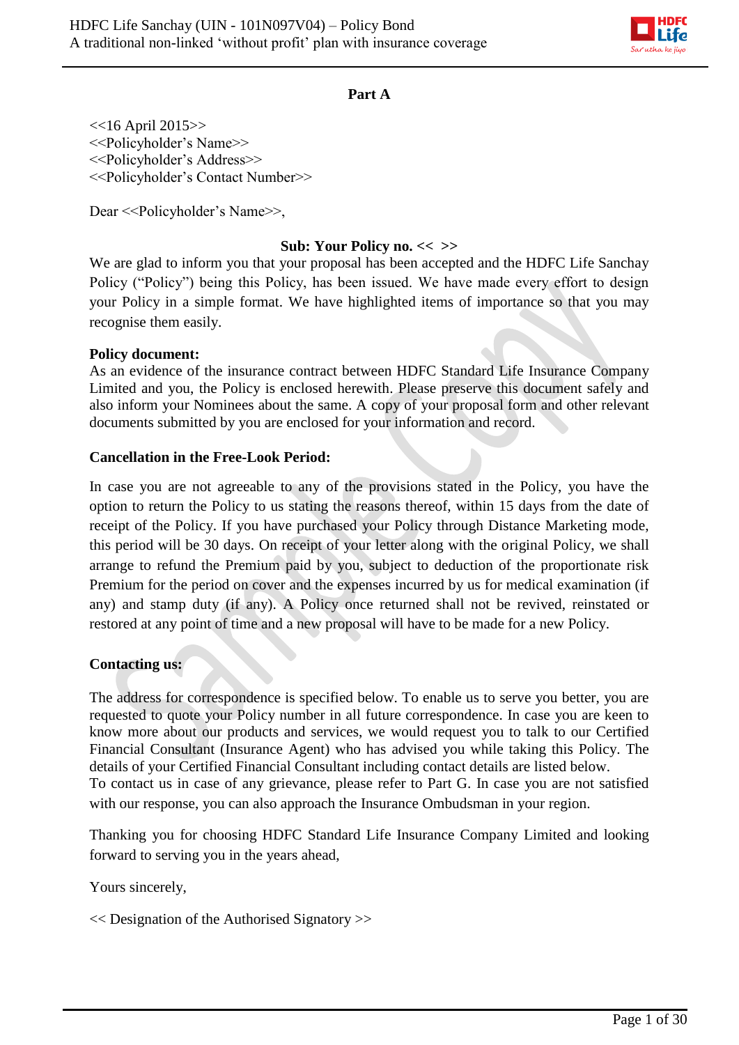## Part A

<<16 April 2015>>
<<Policyholder's Name>>
<<Policyholder's Address>>
<<Policyholder's Contact Number>>

Dear <<Policyholder's Name>>,

**Sub: Your Policy no. << >>**

We are glad to inform you that your proposal has been accepted and the HDFC Life Sanchay Policy ("Policy") being this Policy, has been issued. We have made every effort to design your Policy in a simple format. We have highlighted items of importance so that you may recognise them easily.

**Policy document:**

As an evidence of the insurance contract between HDFC Standard Life Insurance Company Limited and you, the Policy is enclosed herewith. Please preserve this document safely and also inform your Nominees about the same. A copy of your proposal form and other relevant documents submitted by you are enclosed for your information and record.

**Cancellation in the Free-Look Period:**

In case you are not agreeable to any of the provisions stated in the Policy, you have the option to return the Policy to us stating the reasons thereof, within 15 days from the date of receipt of the Policy. If you have purchased your Policy through Distance Marketing mode, this period will be 30 days. On receipt of your letter along with the original Policy, we shall arrange to refund the Premium paid by you, subject to deduction of the proportionate risk Premium for the period on cover and the expenses incurred by us for medical examination (if any) and stamp duty (if any). A Policy once returned shall not be revived, reinstated or restored at any point of time and a new proposal will have to be made for a new Policy.

**Contacting us:**

The address for correspondence is specified below. To enable us to serve you better, you are requested to quote your Policy number in all future correspondence. In case you are keen to know more about our products and services, we would request you to talk to our Certified Financial Consultant (Insurance Agent) who has advised you while taking this Policy. The details of your Certified Financial Consultant including contact details are listed below.
To contact us in case of any grievance, please refer to Part G. In case you are not satisfied with our response, you can also approach the Insurance Ombudsman in your region.

Thanking you for choosing HDFC Standard Life Insurance Company Limited and looking forward to serving you in the years ahead,

Yours sincerely,

<< Designation of the Authorised Signatory >>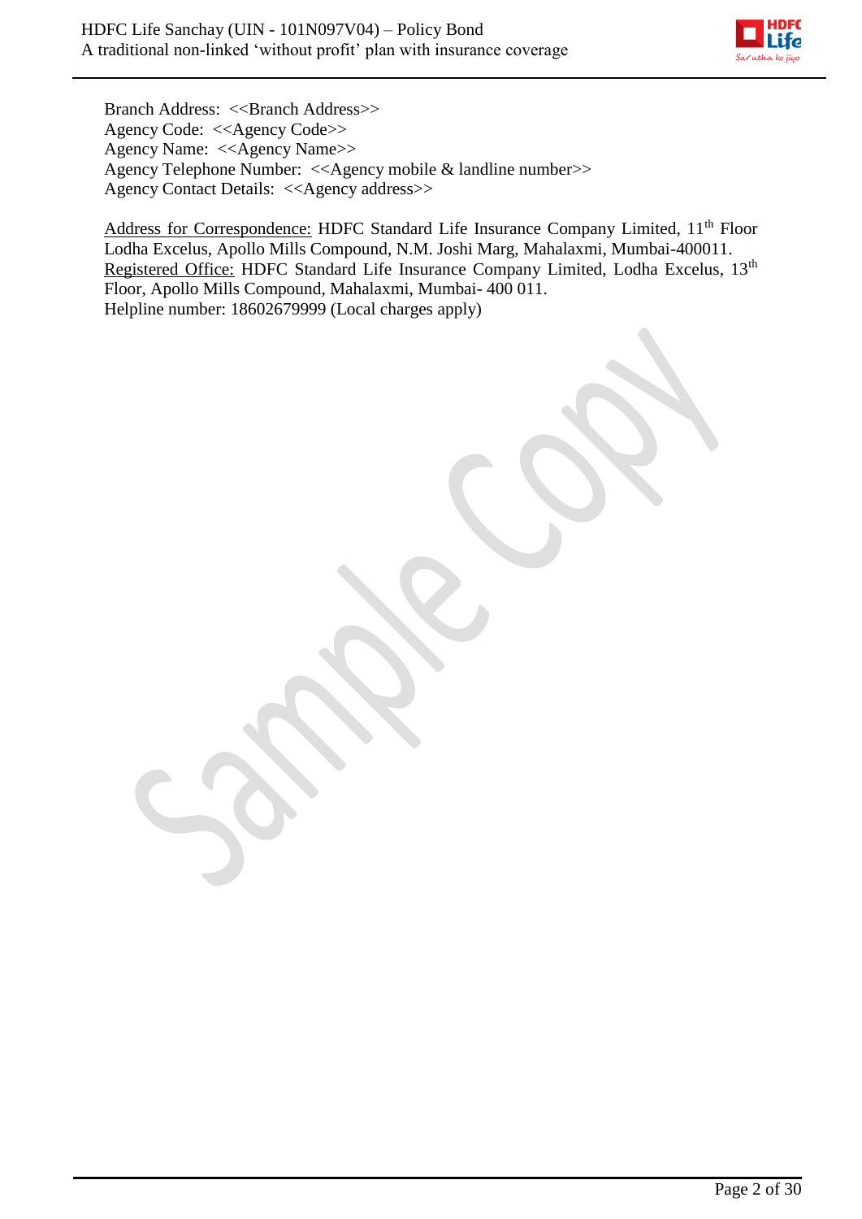Branch Address: <<Branch Address>>
Agency Code: <<Agency Code>>
Agency Name: <<Agency Name>>
Agency Telephone Number: <<Agency mobile & landline number>>
Agency Contact Details: <<Agency address>>

Address for Correspondence: HDFC Standard Life Insurance Company Limited, 11th Floor Lodha Excelus, Apollo Mills Compound, N.M. Joshi Marg, Mahalaxmi, Mumbai-400011.
Registered Office: HDFC Standard Life Insurance Company Limited, Lodha Excelus, 13th Floor, Apollo Mills Compound, Mahalaxmi, Mumbai- 400 011.
Helpline number: 18602679999 (Local charges apply)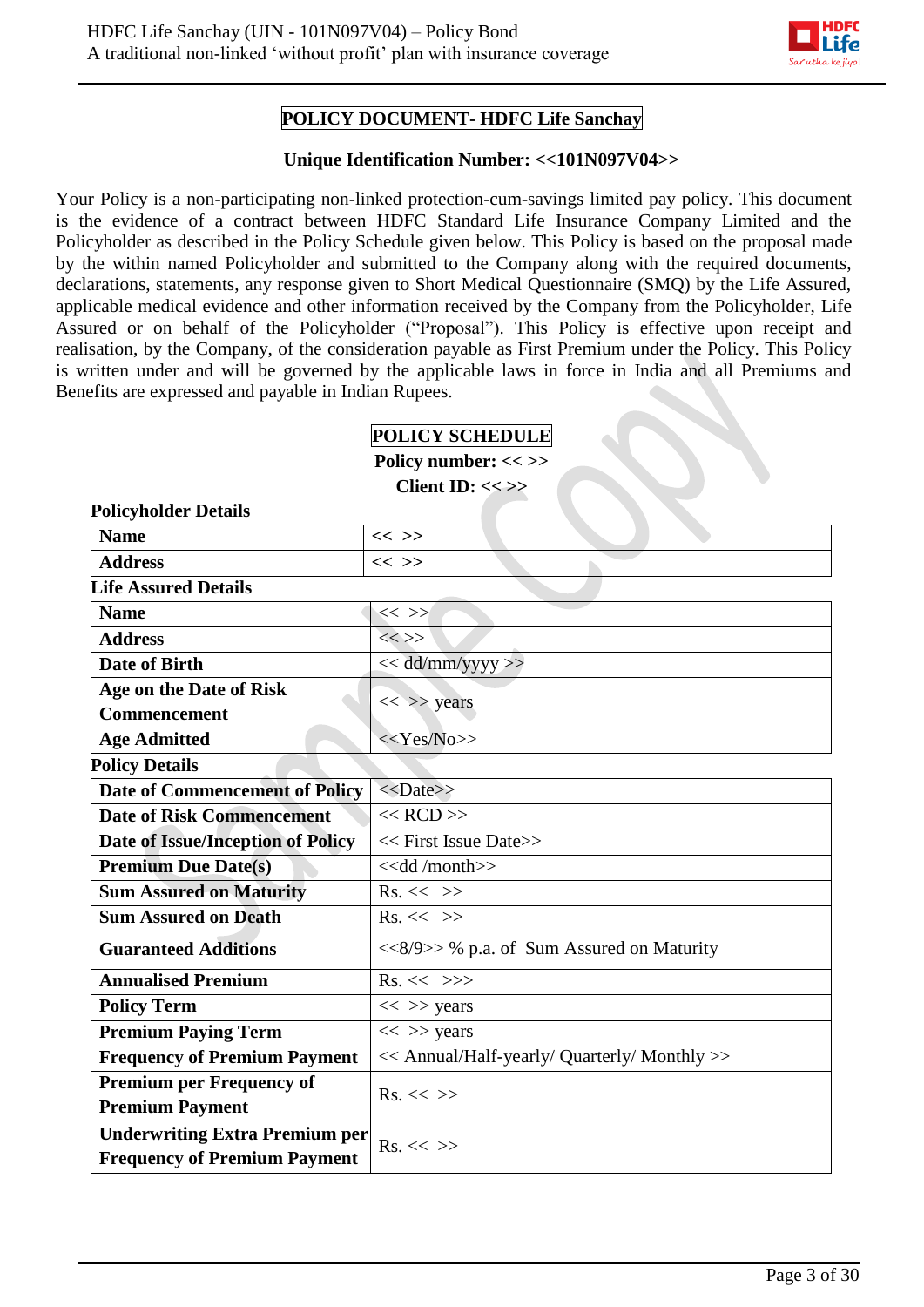# POLICY DOCUMENT- HDFC Life Sanchay

**Unique Identification Number: <<101N097V04>>**

Your Policy is a non-participating non-linked protection-cum-savings limited pay policy. This document is the evidence of a contract between HDFC Standard Life Insurance Company Limited and the Policyholder as described in the Policy Schedule given below. This Policy is based on the proposal made by the within named Policyholder and submitted to the Company along with the required documents, declarations, statements, any response given to Short Medical Questionnaire (SMQ) by the Life Assured, applicable medical evidence and other information received by the Company from the Policyholder, Life Assured or on behalf of the Policyholder ("Proposal"). This Policy is effective upon receipt and realisation, by the Company, of the consideration payable as First Premium under the Policy. This Policy is written under and will be governed by the applicable laws in force in India and all Premiums and Benefits are expressed and payable in Indian Rupees.

## POLICY SCHEDULE

**Policy number: << >>**

**Client ID: << >>**

**Policyholder Details**

| | |
|---|---|
| **Name** | << >> |
| **Address** | << >> |

**Life Assured Details**

| | |
|---|---|
| **Name** | << >> |
| **Address** | << >> |
| **Date of Birth** | << dd/mm/yyyy >> |
| **Age on the Date of Risk Commencement** | << >> years |
| **Age Admitted** | <<Yes/No>> |

**Policy Details**

| | |
|---|---|
| **Date of Commencement of Policy** | <<Date>> |
| **Date of Risk Commencement** | << RCD >> |
| **Date of Issue/Inception of Policy** | << First Issue Date>> |
| **Premium Due Date(s)** | <<dd /month>> |
| **Sum Assured on Maturity** | Rs. << >> |
| **Sum Assured on Death** | Rs. << >> |
| **Guaranteed Additions** | <<8/9>> % p.a. of Sum Assured on Maturity |
| **Annualised Premium** | Rs. << >>> |
| **Policy Term** | << >> years |
| **Premium Paying Term** | << >> years |
| **Frequency of Premium Payment** | << Annual/Half-yearly/ Quarterly/ Monthly >> |
| **Premium per Frequency of Premium Payment** | Rs. << >> |
| **Underwriting Extra Premium per Frequency of Premium Payment** | Rs. << >> |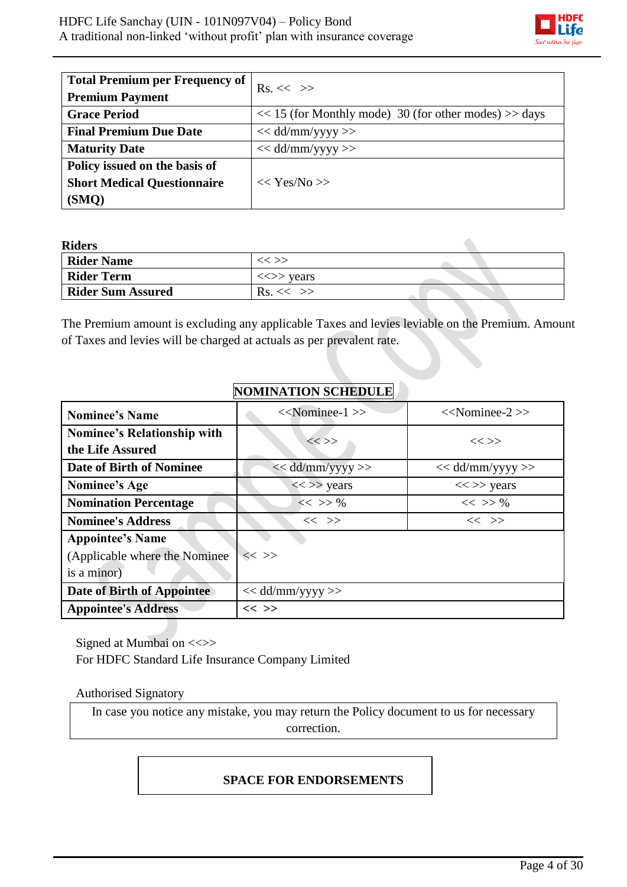| Total Premium per Frequency of Premium Payment | Rs. << >> |
|---|---|
| Grace Period | << 15 (for Monthly mode) 30 (for other modes) >> days |
| Final Premium Due Date | << dd/mm/yyyy >> |
| Maturity Date | << dd/mm/yyyy >> |
| Policy issued on the basis of Short Medical Questionnaire (SMQ) | << Yes/No >> |

**Riders**

| Rider Name | << >> |
|---|---|
| Rider Term | <<>> years |
| Rider Sum Assured | Rs. << >> |

The Premium amount is excluding any applicable Taxes and levies leviable on the Premium. Amount of Taxes and levies will be charged at actuals as per prevalent rate.

## NOMINATION SCHEDULE

| Nominee's Name | <<Nominee-1 >> | <<Nominee-2 >> |
|---|---|---|
| Nominee's Relationship with the Life Assured | << >> | << >> |
| Date of Birth of Nominee | << dd/mm/yyyy >> | << dd/mm/yyyy >> |
| Nominee's Age | << >> years | << >> years |
| Nomination Percentage | << >> % | << >> % |
| Nominee's Address | << >> | << >> |
| Appointee's Name (Applicable where the Nominee is a minor) | << >> | |
| Date of Birth of Appointee | << dd/mm/yyyy >> | |
| Appointee's Address | << >> | |

Signed at Mumbai on <<>>
For HDFC Standard Life Insurance Company Limited

Authorised Signatory

In case you notice any mistake, you may return the Policy document to us for necessary correction.

**SPACE FOR ENDORSEMENTS**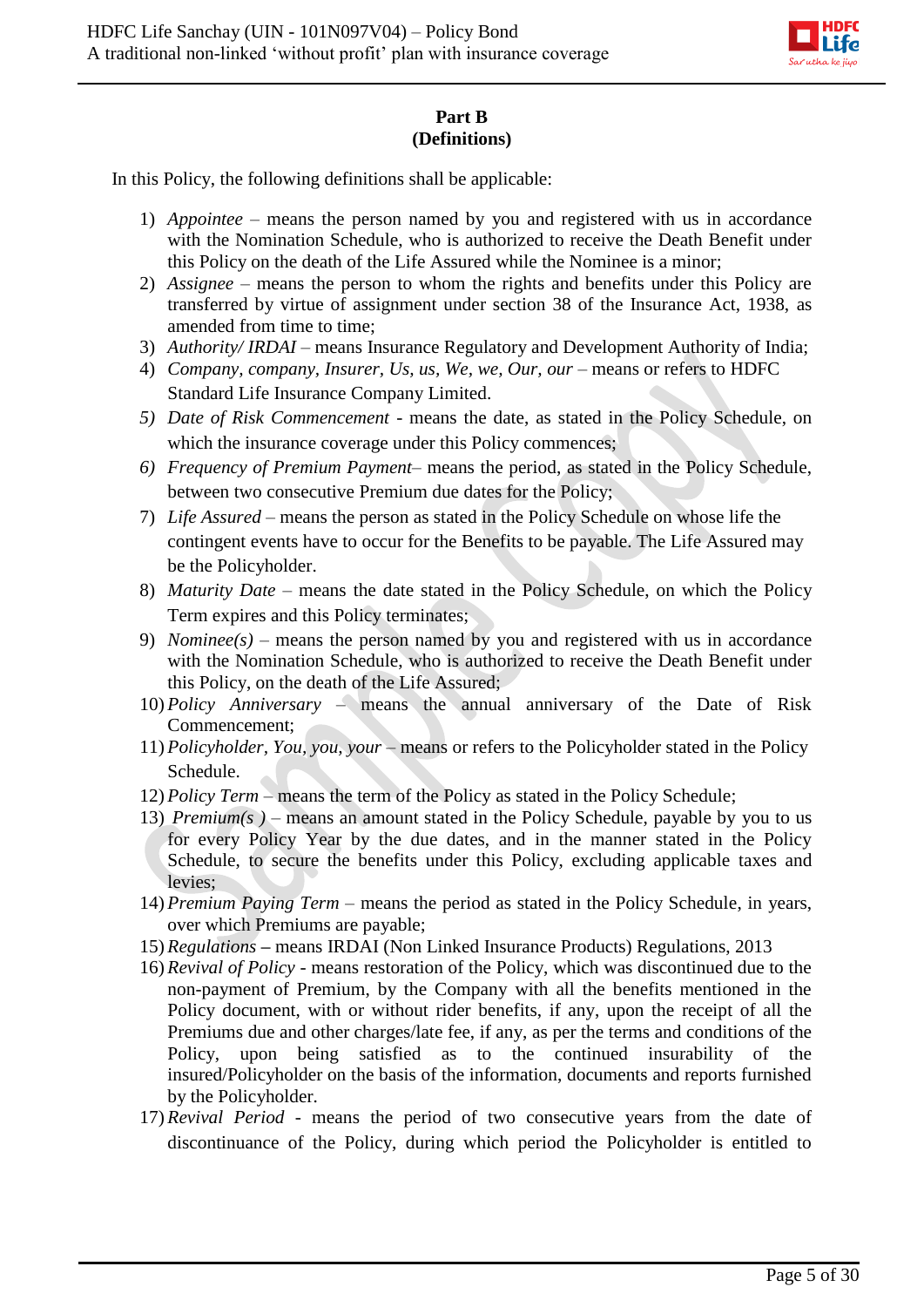## Part B
## (Definitions)

In this Policy, the following definitions shall be applicable:

1) *Appointee* – means the person named by you and registered with us in accordance with the Nomination Schedule, who is authorized to receive the Death Benefit under this Policy on the death of the Life Assured while the Nominee is a minor;
2) *Assignee* – means the person to whom the rights and benefits under this Policy are transferred by virtue of assignment under section 38 of the Insurance Act, 1938, as amended from time to time;
3) *Authority/ IRDAI* – means Insurance Regulatory and Development Authority of India;
4) *Company, company, Insurer, Us, us, We, we, Our, our* – means or refers to HDFC Standard Life Insurance Company Limited.
5) *Date of Risk Commencement* - means the date, as stated in the Policy Schedule, on which the insurance coverage under this Policy commences;
6) *Frequency of Premium Payment*– means the period, as stated in the Policy Schedule, between two consecutive Premium due dates for the Policy;
7) *Life Assured* – means the person as stated in the Policy Schedule on whose life the contingent events have to occur for the Benefits to be payable. The Life Assured may be the Policyholder.
8) *Maturity Date* – means the date stated in the Policy Schedule, on which the Policy Term expires and this Policy terminates;
9) *Nominee(s)* – means the person named by you and registered with us in accordance with the Nomination Schedule, who is authorized to receive the Death Benefit under this Policy, on the death of the Life Assured;
10) *Policy Anniversary* – means the annual anniversary of the Date of Risk Commencement;
11) *Policyholder, You, you, your* – means or refers to the Policyholder stated in the Policy Schedule.
12) *Policy Term* – means the term of the Policy as stated in the Policy Schedule;
13) *Premium(s )* – means an amount stated in the Policy Schedule, payable by you to us for every Policy Year by the due dates, and in the manner stated in the Policy Schedule, to secure the benefits under this Policy, excluding applicable taxes and levies;
14) *Premium Paying Term* – means the period as stated in the Policy Schedule, in years, over which Premiums are payable;
15) *Regulations* – means IRDAI (Non Linked Insurance Products) Regulations, 2013
16) *Revival of Policy* - means restoration of the Policy, which was discontinued due to the non-payment of Premium, by the Company with all the benefits mentioned in the Policy document, with or without rider benefits, if any, upon the receipt of all the Premiums due and other charges/late fee, if any, as per the terms and conditions of the Policy, upon being satisfied as to the continued insurability of the insured/Policyholder on the basis of the information, documents and reports furnished by the Policyholder.
17) *Revival Period* - means the period of two consecutive years from the date of discontinuance of the Policy, during which period the Policyholder is entitled to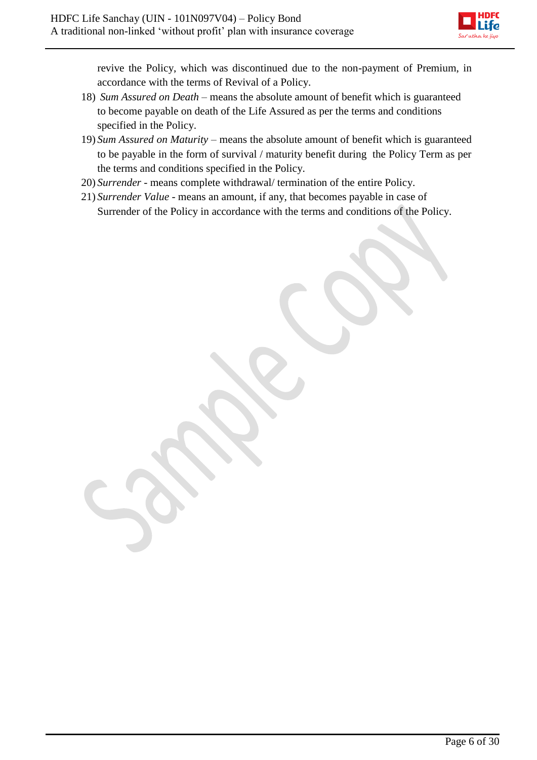revive the Policy, which was discontinued due to the non-payment of Premium, in accordance with the terms of Revival of a Policy.

18) *Sum Assured on Death* – means the absolute amount of benefit which is guaranteed to become payable on death of the Life Assured as per the terms and conditions specified in the Policy.
19) *Sum Assured on Maturity* – means the absolute amount of benefit which is guaranteed to be payable in the form of survival / maturity benefit during the Policy Term as per the terms and conditions specified in the Policy.
20) *Surrender* - means complete withdrawal/ termination of the entire Policy.
21) *Surrender Value* - means an amount, if any, that becomes payable in case of Surrender of the Policy in accordance with the terms and conditions of the Policy.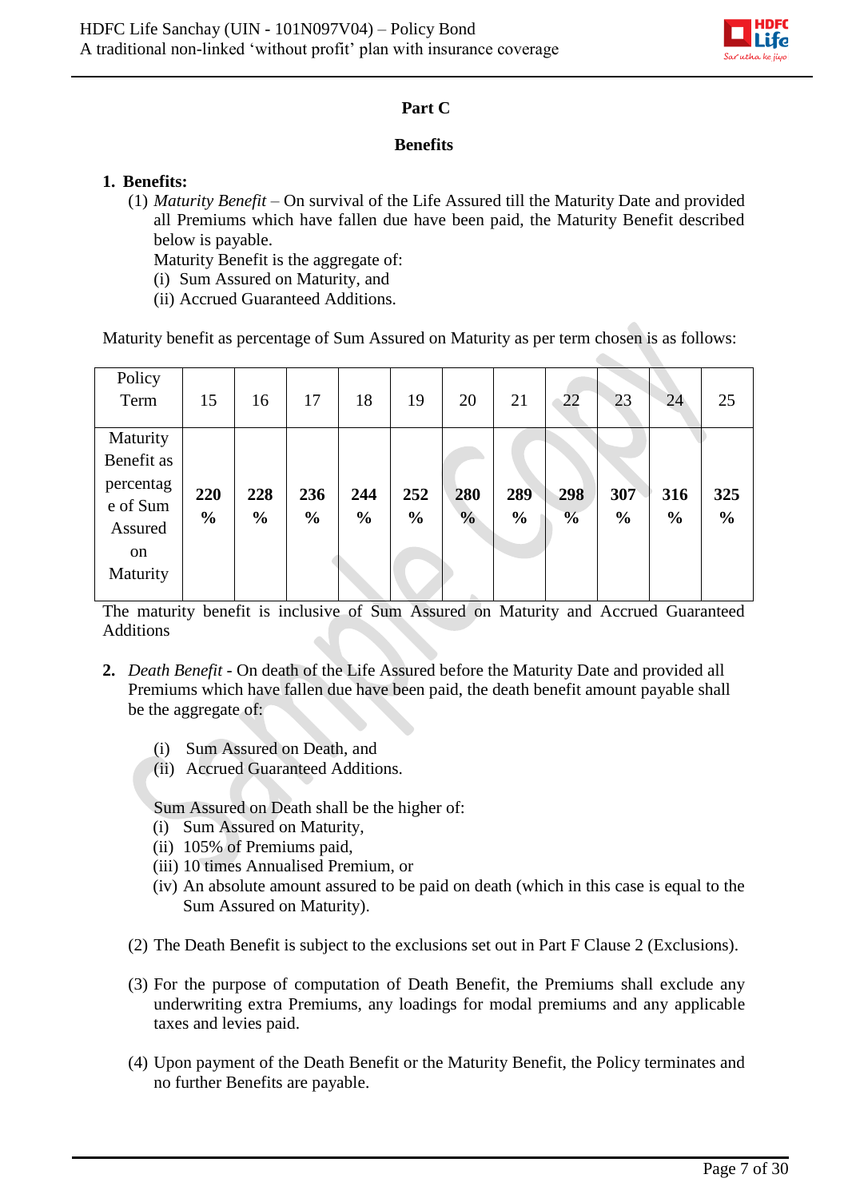## Part C

### Benefits

**1. Benefits:**

(1) *Maturity Benefit* – On survival of the Life Assured till the Maturity Date and provided all Premiums which have fallen due have been paid, the Maturity Benefit described below is payable.

Maturity Benefit is the aggregate of:

(i) Sum Assured on Maturity, and
(ii) Accrued Guaranteed Additions.

Maturity benefit as percentage of Sum Assured on Maturity as per term chosen is as follows:

| Policy Term | 15 | 16 | 17 | 18 | 19 | 20 | 21 | 22 | 23 | 24 | 25 |
|---|---|---|---|---|---|---|---|---|---|---|---|
| Maturity Benefit as percentage of Sum Assured on Maturity | **220 %** | **228 %** | **236 %** | **244 %** | **252 %** | **280 %** | **289 %** | **298 %** | **307 %** | **316 %** | **325 %** |

The maturity benefit is inclusive of Sum Assured on Maturity and Accrued Guaranteed Additions

**2.** *Death Benefit* - On death of the Life Assured before the Maturity Date and provided all Premiums which have fallen due have been paid, the death benefit amount payable shall be the aggregate of:

(i) Sum Assured on Death, and
(ii) Accrued Guaranteed Additions.

Sum Assured on Death shall be the higher of:

(i) Sum Assured on Maturity,
(ii) 105% of Premiums paid,
(iii) 10 times Annualised Premium, or
(iv) An absolute amount assured to be paid on death (which in this case is equal to the Sum Assured on Maturity).

(2) The Death Benefit is subject to the exclusions set out in Part F Clause 2 (Exclusions).

(3) For the purpose of computation of Death Benefit, the Premiums shall exclude any underwriting extra Premiums, any loadings for modal premiums and any applicable taxes and levies paid.

(4) Upon payment of the Death Benefit or the Maturity Benefit, the Policy terminates and no further Benefits are payable.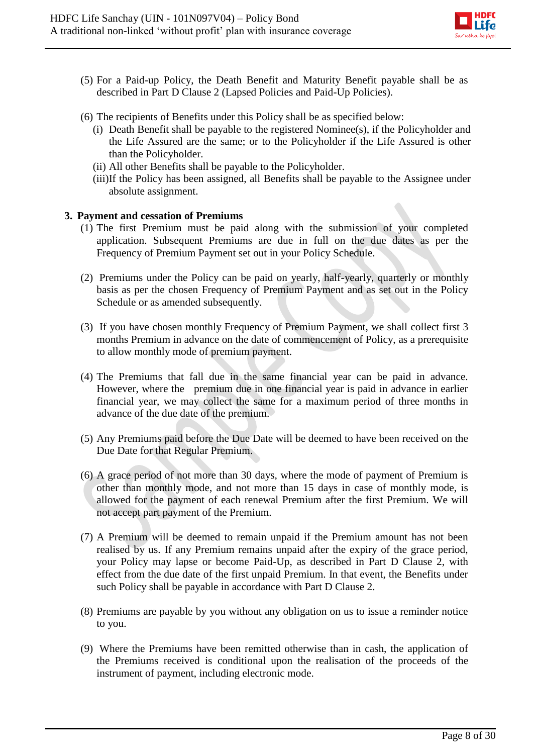(5) For a Paid-up Policy, the Death Benefit and Maturity Benefit payable shall be as described in Part D Clause 2 (Lapsed Policies and Paid-Up Policies).

(6) The recipients of Benefits under this Policy shall be as specified below:
   (i) Death Benefit shall be payable to the registered Nominee(s), if the Policyholder and the Life Assured are the same; or to the Policyholder if the Life Assured is other than the Policyholder.
   (ii) All other Benefits shall be payable to the Policyholder.
   (iii) If the Policy has been assigned, all Benefits shall be payable to the Assignee under absolute assignment.

**3. Payment and cessation of Premiums**

(1) The first Premium must be paid along with the submission of your completed application. Subsequent Premiums are due in full on the due dates as per the Frequency of Premium Payment set out in your Policy Schedule.

(2) Premiums under the Policy can be paid on yearly, half-yearly, quarterly or monthly basis as per the chosen Frequency of Premium Payment and as set out in the Policy Schedule or as amended subsequently.

(3) If you have chosen monthly Frequency of Premium Payment, we shall collect first 3 months Premium in advance on the date of commencement of Policy, as a prerequisite to allow monthly mode of premium payment.

(4) The Premiums that fall due in the same financial year can be paid in advance. However, where the premium due in one financial year is paid in advance in earlier financial year, we may collect the same for a maximum period of three months in advance of the due date of the premium.

(5) Any Premiums paid before the Due Date will be deemed to have been received on the Due Date for that Regular Premium.

(6) A grace period of not more than 30 days, where the mode of payment of Premium is other than monthly mode, and not more than 15 days in case of monthly mode, is allowed for the payment of each renewal Premium after the first Premium. We will not accept part payment of the Premium.

(7) A Premium will be deemed to remain unpaid if the Premium amount has not been realised by us. If any Premium remains unpaid after the expiry of the grace period, your Policy may lapse or become Paid-Up, as described in Part D Clause 2, with effect from the due date of the first unpaid Premium. In that event, the Benefits under such Policy shall be payable in accordance with Part D Clause 2.

(8) Premiums are payable by you without any obligation on us to issue a reminder notice to you.

(9) Where the Premiums have been remitted otherwise than in cash, the application of the Premiums received is conditional upon the realisation of the proceeds of the instrument of payment, including electronic mode.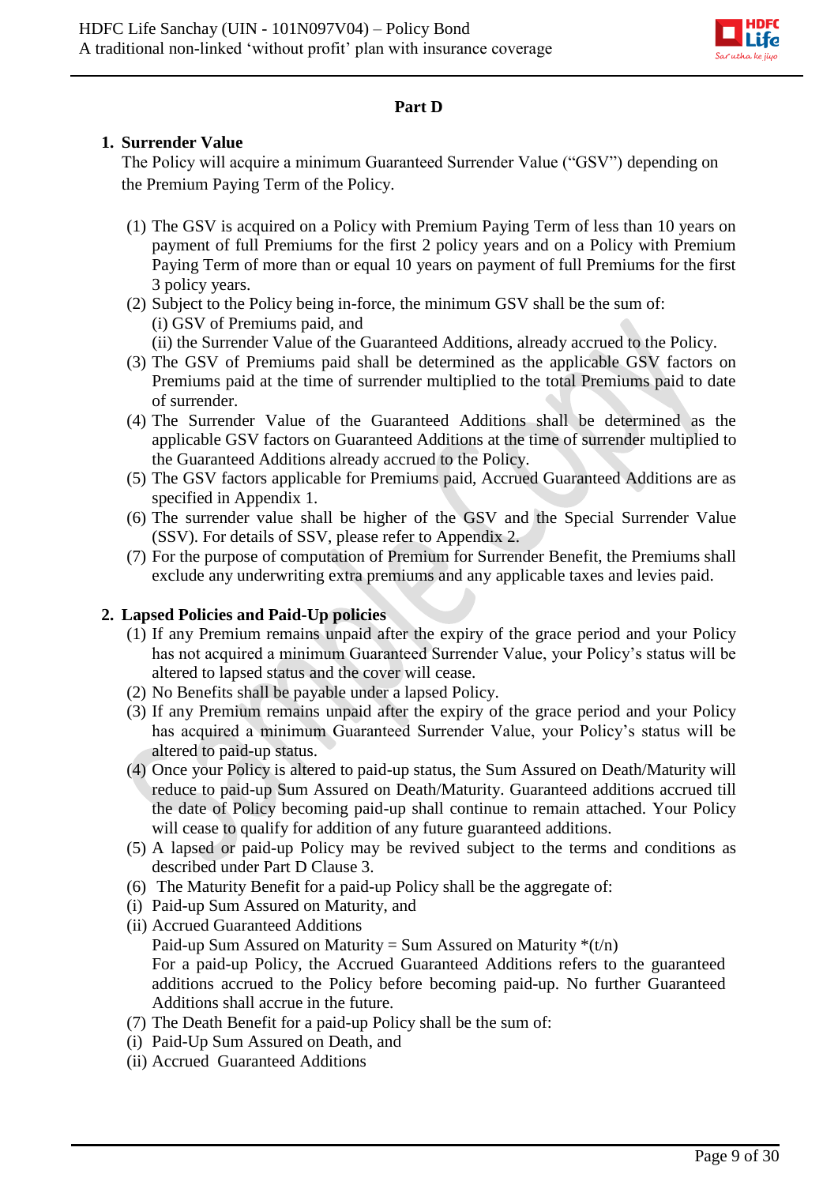## Part D

### 1. Surrender Value

The Policy will acquire a minimum Guaranteed Surrender Value ("GSV") depending on the Premium Paying Term of the Policy.

(1) The GSV is acquired on a Policy with Premium Paying Term of less than 10 years on payment of full Premiums for the first 2 policy years and on a Policy with Premium Paying Term of more than or equal 10 years on payment of full Premiums for the first 3 policy years.

(2) Subject to the Policy being in-force, the minimum GSV shall be the sum of:
(i) GSV of Premiums paid, and
(ii) the Surrender Value of the Guaranteed Additions, already accrued to the Policy.

(3) The GSV of Premiums paid shall be determined as the applicable GSV factors on Premiums paid at the time of surrender multiplied to the total Premiums paid to date of surrender.

(4) The Surrender Value of the Guaranteed Additions shall be determined as the applicable GSV factors on Guaranteed Additions at the time of surrender multiplied to the Guaranteed Additions already accrued to the Policy.

(5) The GSV factors applicable for Premiums paid, Accrued Guaranteed Additions are as specified in Appendix 1.

(6) The surrender value shall be higher of the GSV and the Special Surrender Value (SSV). For details of SSV, please refer to Appendix 2.

(7) For the purpose of computation of Premium for Surrender Benefit, the Premiums shall exclude any underwriting extra premiums and any applicable taxes and levies paid.

### 2. Lapsed Policies and Paid-Up policies

(1) If any Premium remains unpaid after the expiry of the grace period and your Policy has not acquired a minimum Guaranteed Surrender Value, your Policy's status will be altered to lapsed status and the cover will cease.

(2) No Benefits shall be payable under a lapsed Policy.

(3) If any Premium remains unpaid after the expiry of the grace period and your Policy has acquired a minimum Guaranteed Surrender Value, your Policy's status will be altered to paid-up status.

(4) Once your Policy is altered to paid-up status, the Sum Assured on Death/Maturity will reduce to paid-up Sum Assured on Death/Maturity. Guaranteed additions accrued till the date of Policy becoming paid-up shall continue to remain attached. Your Policy will cease to qualify for addition of any future guaranteed additions.

(5) A lapsed or paid-up Policy may be revived subject to the terms and conditions as described under Part D Clause 3.

(6) The Maturity Benefit for a paid-up Policy shall be the aggregate of:
(i) Paid-up Sum Assured on Maturity, and
(ii) Accrued Guaranteed Additions

Paid-up Sum Assured on Maturity = Sum Assured on Maturity *(t/n)

For a paid-up Policy, the Accrued Guaranteed Additions refers to the guaranteed additions accrued to the Policy before becoming paid-up. No further Guaranteed Additions shall accrue in the future.

(7) The Death Benefit for a paid-up Policy shall be the sum of:
(i) Paid-Up Sum Assured on Death, and
(ii) Accrued Guaranteed Additions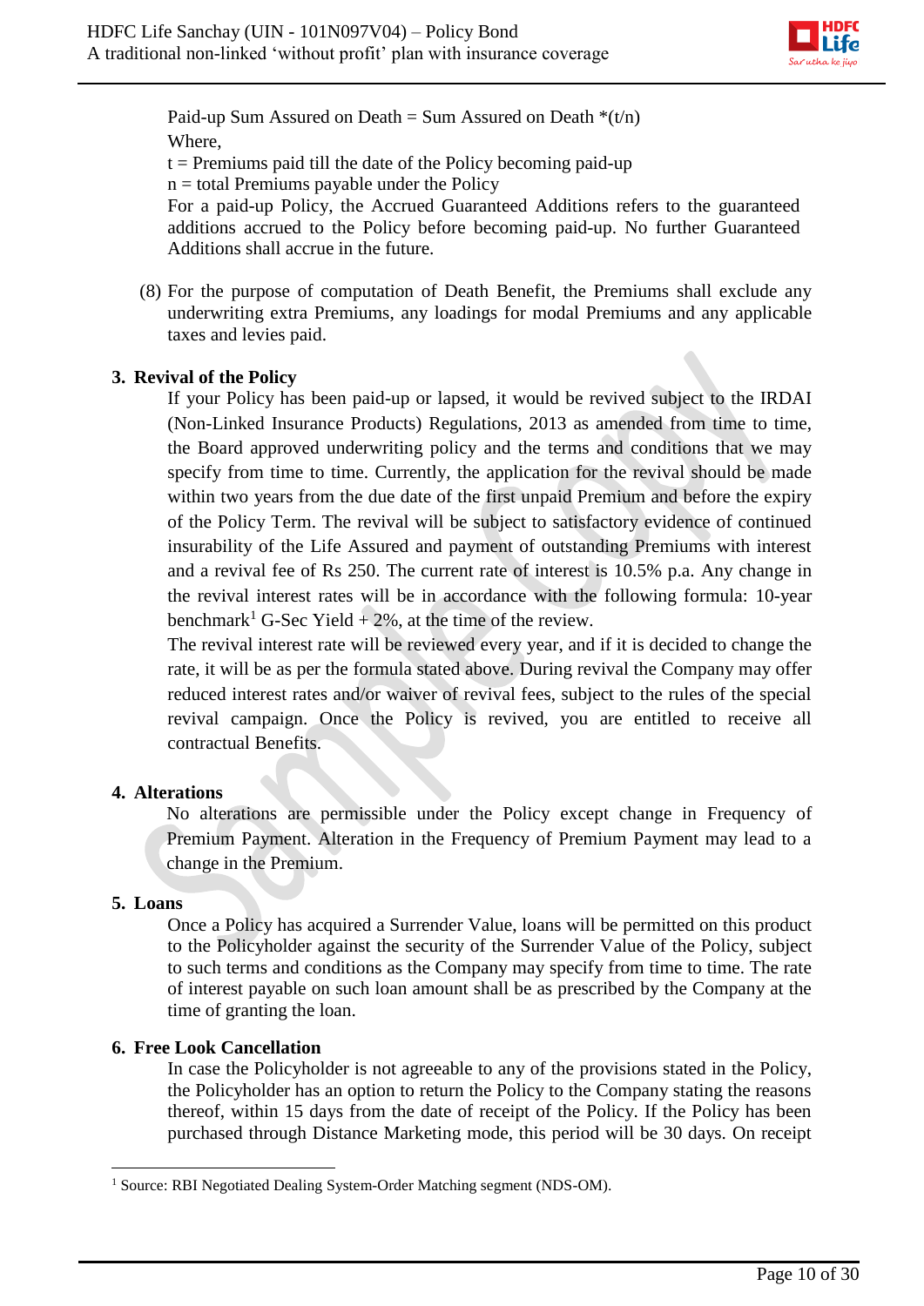Paid-up Sum Assured on Death = Sum Assured on Death *(t/n)

Where,

t = Premiums paid till the date of the Policy becoming paid-up

n = total Premiums payable under the Policy

For a paid-up Policy, the Accrued Guaranteed Additions refers to the guaranteed additions accrued to the Policy before becoming paid-up. No further Guaranteed Additions shall accrue in the future.

(8) For the purpose of computation of Death Benefit, the Premiums shall exclude any underwriting extra Premiums, any loadings for modal Premiums and any applicable taxes and levies paid.

## 3. Revival of the Policy

If your Policy has been paid-up or lapsed, it would be revived subject to the IRDAI (Non-Linked Insurance Products) Regulations, 2013 as amended from time to time, the Board approved underwriting policy and the terms and conditions that we may specify from time to time. Currently, the application for the revival should be made within two years from the due date of the first unpaid Premium and before the expiry of the Policy Term. The revival will be subject to satisfactory evidence of continued insurability of the Life Assured and payment of outstanding Premiums with interest and a revival fee of Rs 250. The current rate of interest is 10.5% p.a. Any change in the revival interest rates will be in accordance with the following formula: 10-year benchmark[1] G-Sec Yield + 2%, at the time of the review.

The revival interest rate will be reviewed every year, and if it is decided to change the rate, it will be as per the formula stated above. During revival the Company may offer reduced interest rates and/or waiver of revival fees, subject to the rules of the special revival campaign. Once the Policy is revived, you are entitled to receive all contractual Benefits.

## 4. Alterations

No alterations are permissible under the Policy except change in Frequency of Premium Payment. Alteration in the Frequency of Premium Payment may lead to a change in the Premium.

## 5. Loans

Once a Policy has acquired a Surrender Value, loans will be permitted on this product to the Policyholder against the security of the Surrender Value of the Policy, subject to such terms and conditions as the Company may specify from time to time. The rate of interest payable on such loan amount shall be as prescribed by the Company at the time of granting the loan.

## 6. Free Look Cancellation

In case the Policyholder is not agreeable to any of the provisions stated in the Policy, the Policyholder has an option to return the Policy to the Company stating the reasons thereof, within 15 days from the date of receipt of the Policy. If the Policy has been purchased through Distance Marketing mode, this period will be 30 days. On receipt

[1] Source: RBI Negotiated Dealing System-Order Matching segment (NDS-OM).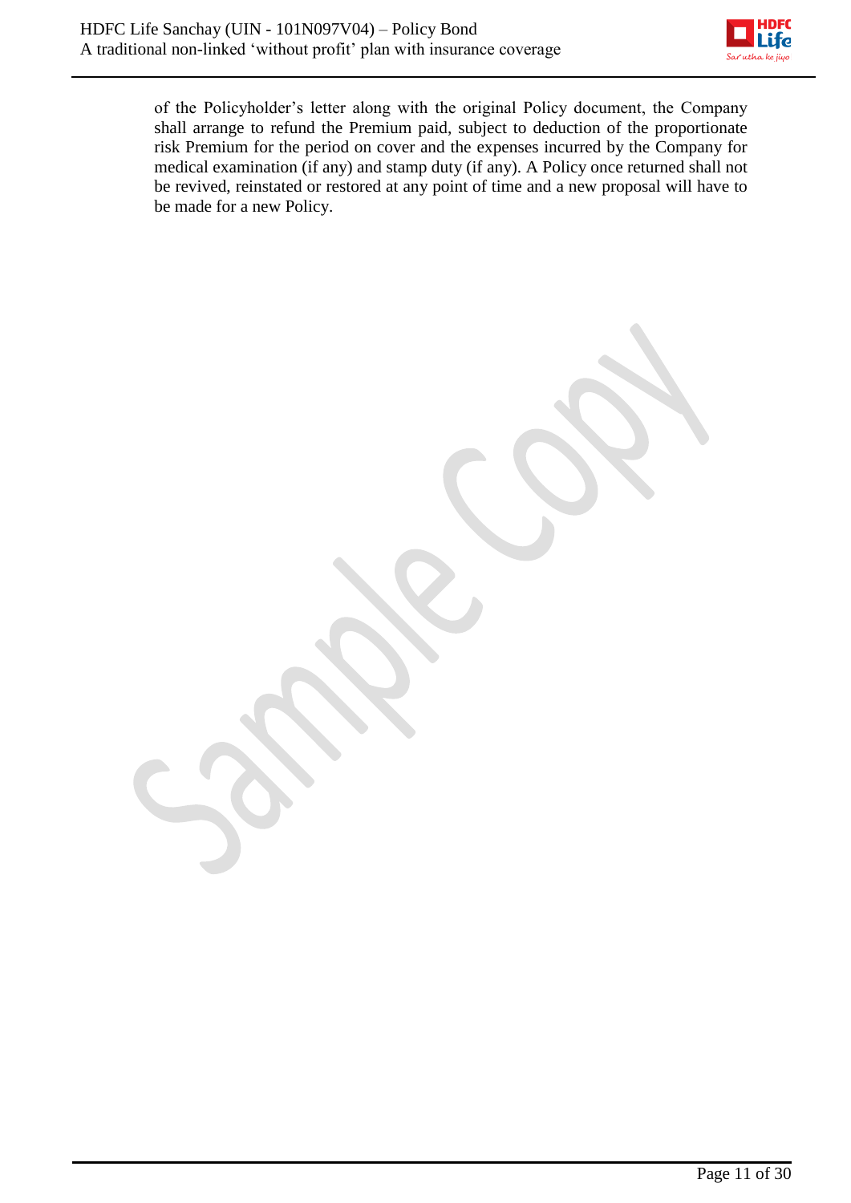of the Policyholder’s letter along with the original Policy document, the Company shall arrange to refund the Premium paid, subject to deduction of the proportionate risk Premium for the period on cover and the expenses incurred by the Company for medical examination (if any) and stamp duty (if any). A Policy once returned shall not be revived, reinstated or restored at any point of time and a new proposal will have to be made for a new Policy.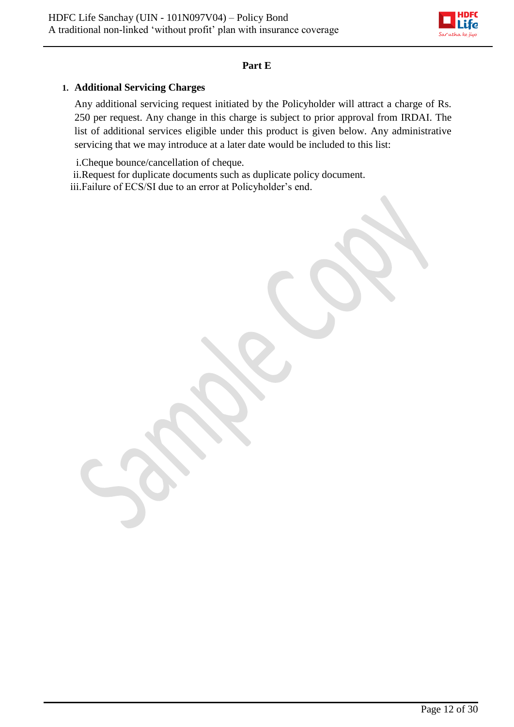## Part E

### 1. Additional Servicing Charges

Any additional servicing request initiated by the Policyholder will attract a charge of Rs. 250 per request. Any change in this charge is subject to prior approval from IRDAI. The list of additional services eligible under this product is given below. Any administrative servicing that we may introduce at a later date would be included to this list:

i. Cheque bounce/cancellation of cheque.
ii. Request for duplicate documents such as duplicate policy document.
iii. Failure of ECS/SI due to an error at Policyholder's end.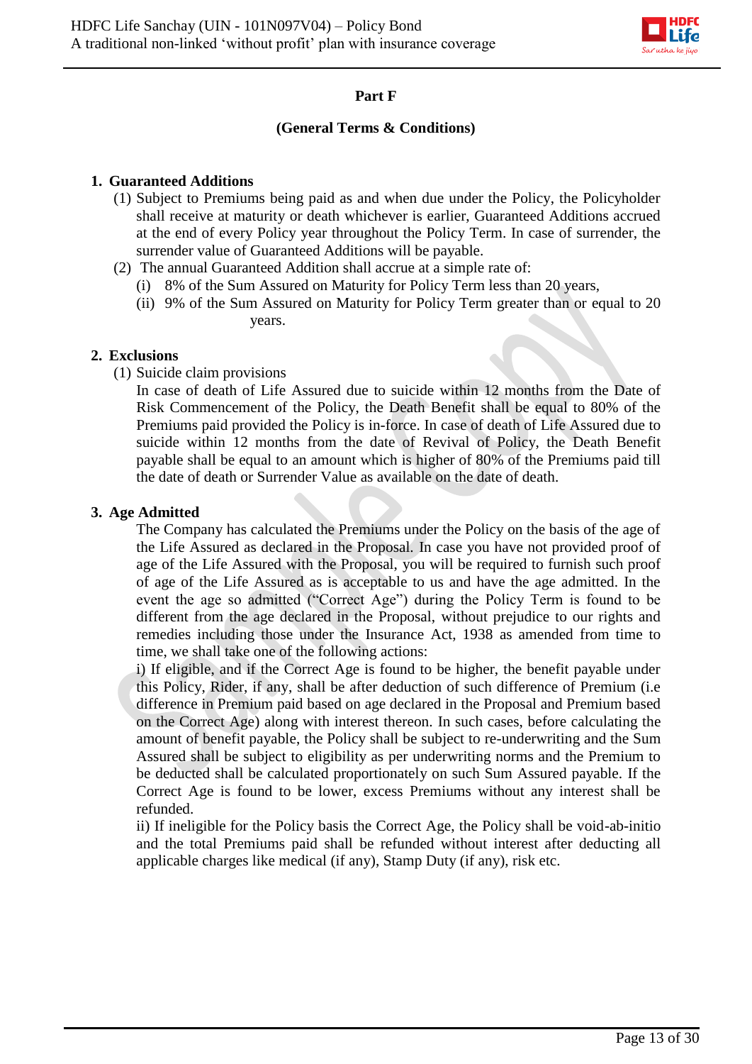## Part F

### (General Terms & Conditions)

**1. Guaranteed Additions**

(1) Subject to Premiums being paid as and when due under the Policy, the Policyholder shall receive at maturity or death whichever is earlier, Guaranteed Additions accrued at the end of every Policy year throughout the Policy Term. In case of surrender, the surrender value of Guaranteed Additions will be payable.

(2) The annual Guaranteed Addition shall accrue at a simple rate of:

(i) 8% of the Sum Assured on Maturity for Policy Term less than 20 years,

(ii) 9% of the Sum Assured on Maturity for Policy Term greater than or equal to 20 years.

**2. Exclusions**

(1) Suicide claim provisions

In case of death of Life Assured due to suicide within 12 months from the Date of Risk Commencement of the Policy, the Death Benefit shall be equal to 80% of the Premiums paid provided the Policy is in-force. In case of death of Life Assured due to suicide within 12 months from the date of Revival of Policy, the Death Benefit payable shall be equal to an amount which is higher of 80% of the Premiums paid till the date of death or Surrender Value as available on the date of death.

**3. Age Admitted**

The Company has calculated the Premiums under the Policy on the basis of the age of the Life Assured as declared in the Proposal. In case you have not provided proof of age of the Life Assured with the Proposal, you will be required to furnish such proof of age of the Life Assured as is acceptable to us and have the age admitted. In the event the age so admitted ("Correct Age") during the Policy Term is found to be different from the age declared in the Proposal, without prejudice to our rights and remedies including those under the Insurance Act, 1938 as amended from time to time, we shall take one of the following actions:

i) If eligible, and if the Correct Age is found to be higher, the benefit payable under this Policy, Rider, if any, shall be after deduction of such difference of Premium (i.e difference in Premium paid based on age declared in the Proposal and Premium based on the Correct Age) along with interest thereon. In such cases, before calculating the amount of benefit payable, the Policy shall be subject to re-underwriting and the Sum Assured shall be subject to eligibility as per underwriting norms and the Premium to be deducted shall be calculated proportionately on such Sum Assured payable. If the Correct Age is found to be lower, excess Premiums without any interest shall be refunded.

ii) If ineligible for the Policy basis the Correct Age, the Policy shall be void-ab-initio and the total Premiums paid shall be refunded without interest after deducting all applicable charges like medical (if any), Stamp Duty (if any), risk etc.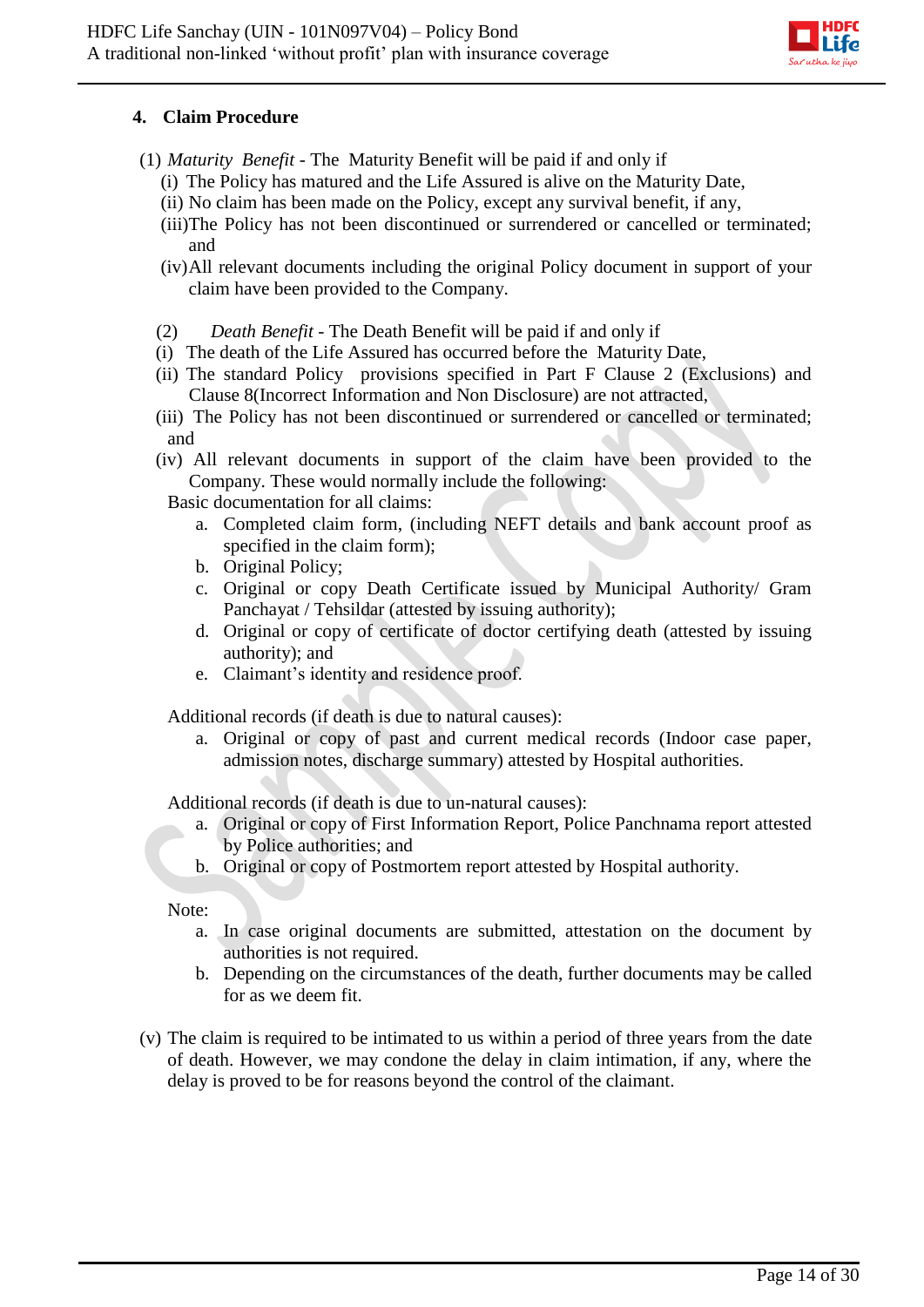### 4. Claim Procedure

(1) *Maturity Benefit* - The Maturity Benefit will be paid if and only if

(i) The Policy has matured and the Life Assured is alive on the Maturity Date,

(ii) No claim has been made on the Policy, except any survival benefit, if any,

(iii)The Policy has not been discontinued or surrendered or cancelled or terminated; and

(iv)All relevant documents including the original Policy document in support of your claim have been provided to the Company.

(2) *Death Benefit* - The Death Benefit will be paid if and only if

(i) The death of the Life Assured has occurred before the Maturity Date,

(ii) The standard Policy provisions specified in Part F Clause 2 (Exclusions) and Clause 8(Incorrect Information and Non Disclosure) are not attracted,

(iii) The Policy has not been discontinued or surrendered or cancelled or terminated; and

(iv) All relevant documents in support of the claim have been provided to the Company. These would normally include the following:

Basic documentation for all claims:

a. Completed claim form, (including NEFT details and bank account proof as specified in the claim form);
b. Original Policy;
c. Original or copy Death Certificate issued by Municipal Authority/ Gram Panchayat / Tehsildar (attested by issuing authority);
d. Original or copy of certificate of doctor certifying death (attested by issuing authority); and
e. Claimant's identity and residence proof.

Additional records (if death is due to natural causes):

a. Original or copy of past and current medical records (Indoor case paper, admission notes, discharge summary) attested by Hospital authorities.

Additional records (if death is due to un-natural causes):

a. Original or copy of First Information Report, Police Panchnama report attested by Police authorities; and
b. Original or copy of Postmortem report attested by Hospital authority.

Note:

a. In case original documents are submitted, attestation on the document by authorities is not required.
b. Depending on the circumstances of the death, further documents may be called for as we deem fit.

(v) The claim is required to be intimated to us within a period of three years from the date of death. However, we may condone the delay in claim intimation, if any, where the delay is proved to be for reasons beyond the control of the claimant.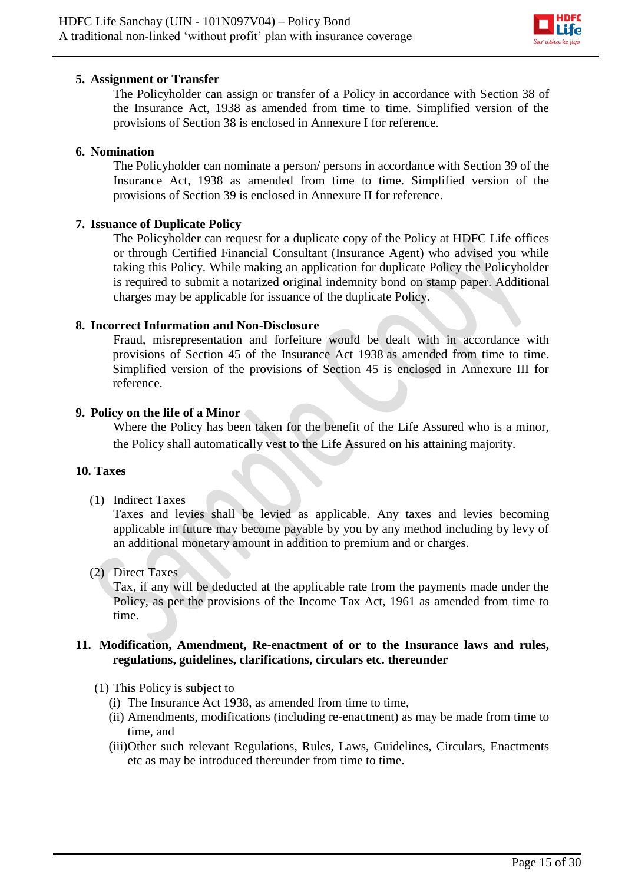## 5. Assignment or Transfer

The Policyholder can assign or transfer of a Policy in accordance with Section 38 of the Insurance Act, 1938 as amended from time to time. Simplified version of the provisions of Section 38 is enclosed in Annexure I for reference.

## 6. Nomination

The Policyholder can nominate a person/ persons in accordance with Section 39 of the Insurance Act, 1938 as amended from time to time. Simplified version of the provisions of Section 39 is enclosed in Annexure II for reference.

## 7. Issuance of Duplicate Policy

The Policyholder can request for a duplicate copy of the Policy at HDFC Life offices or through Certified Financial Consultant (Insurance Agent) who advised you while taking this Policy. While making an application for duplicate Policy the Policyholder is required to submit a notarized original indemnity bond on stamp paper. Additional charges may be applicable for issuance of the duplicate Policy.

## 8. Incorrect Information and Non-Disclosure

Fraud, misrepresentation and forfeiture would be dealt with in accordance with provisions of Section 45 of the Insurance Act 1938 as amended from time to time. Simplified version of the provisions of Section 45 is enclosed in Annexure III for reference.

## 9. Policy on the life of a Minor

Where the Policy has been taken for the benefit of the Life Assured who is a minor, the Policy shall automatically vest to the Life Assured on his attaining majority.

## 10. Taxes

(1) Indirect Taxes

Taxes and levies shall be levied as applicable. Any taxes and levies becoming applicable in future may become payable by you by any method including by levy of an additional monetary amount in addition to premium and or charges.

(2) Direct Taxes

Tax, if any will be deducted at the applicable rate from the payments made under the Policy, as per the provisions of the Income Tax Act, 1961 as amended from time to time.

## 11. Modification, Amendment, Re-enactment of or to the Insurance laws and rules, regulations, guidelines, clarifications, circulars etc. thereunder

(1) This Policy is subject to

(i) The Insurance Act 1938, as amended from time to time,

(ii) Amendments, modifications (including re-enactment) as may be made from time to time, and

(iii) Other such relevant Regulations, Rules, Laws, Guidelines, Circulars, Enactments etc as may be introduced thereunder from time to time.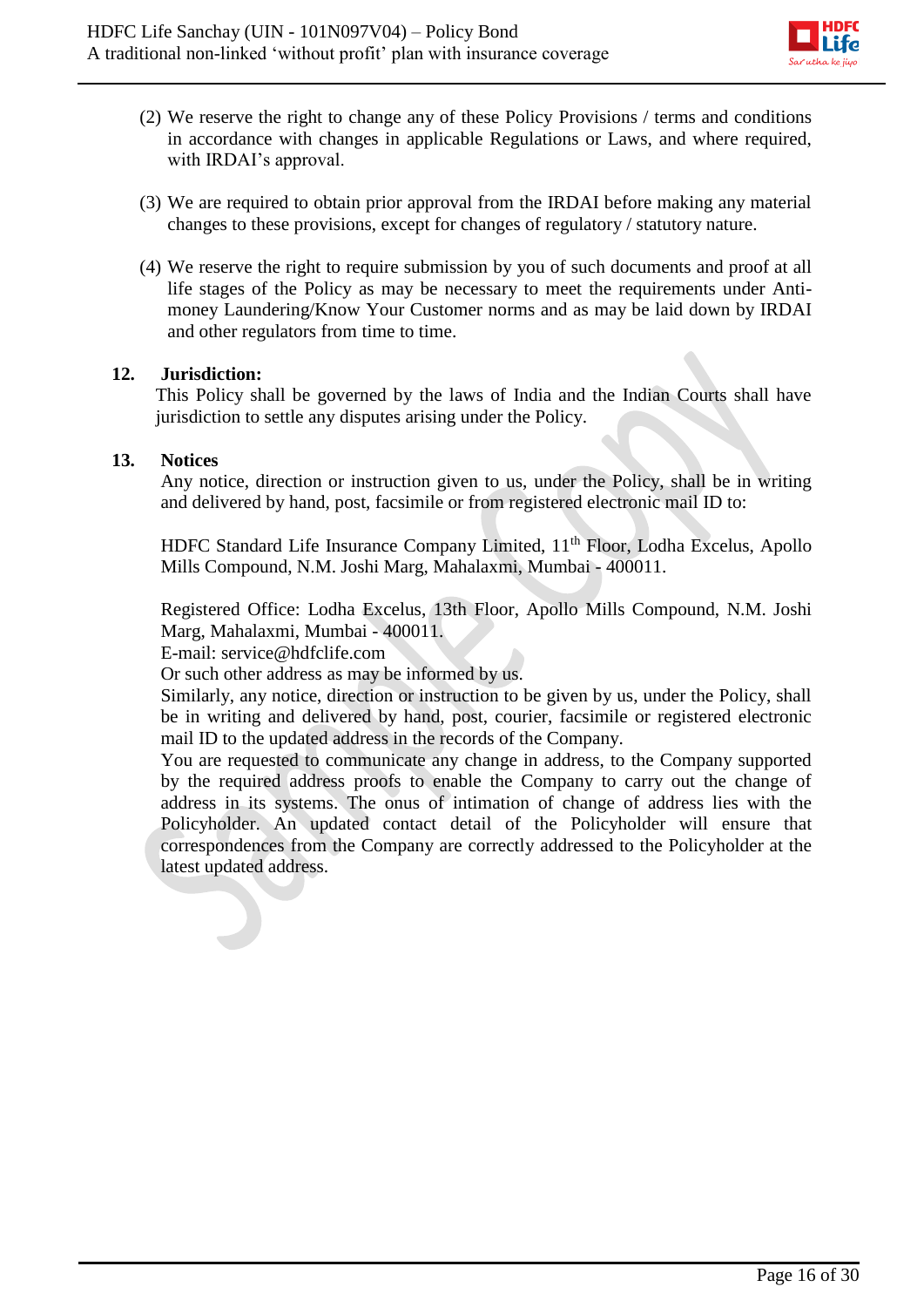(2) We reserve the right to change any of these Policy Provisions / terms and conditions in accordance with changes in applicable Regulations or Laws, and where required, with IRDAI's approval.

(3) We are required to obtain prior approval from the IRDAI before making any material changes to these provisions, except for changes of regulatory / statutory nature.

(4) We reserve the right to require submission by you of such documents and proof at all life stages of the Policy as may be necessary to meet the requirements under Anti-money Laundering/Know Your Customer norms and as may be laid down by IRDAI and other regulators from time to time.

**12. Jurisdiction:**

This Policy shall be governed by the laws of India and the Indian Courts shall have jurisdiction to settle any disputes arising under the Policy.

**13. Notices**

Any notice, direction or instruction given to us, under the Policy, shall be in writing and delivered by hand, post, facsimile or from registered electronic mail ID to:

HDFC Standard Life Insurance Company Limited, 11th Floor, Lodha Excelus, Apollo Mills Compound, N.M. Joshi Marg, Mahalaxmi, Mumbai - 400011.

Registered Office: Lodha Excelus, 13th Floor, Apollo Mills Compound, N.M. Joshi Marg, Mahalaxmi, Mumbai - 400011.
E-mail: service@hdfclife.com
Or such other address as may be informed by us.
Similarly, any notice, direction or instruction to be given by us, under the Policy, shall be in writing and delivered by hand, post, courier, facsimile or registered electronic mail ID to the updated address in the records of the Company.
You are requested to communicate any change in address, to the Company supported by the required address proofs to enable the Company to carry out the change of address in its systems. The onus of intimation of change of address lies with the Policyholder. An updated contact detail of the Policyholder will ensure that correspondences from the Company are correctly addressed to the Policyholder at the latest updated address.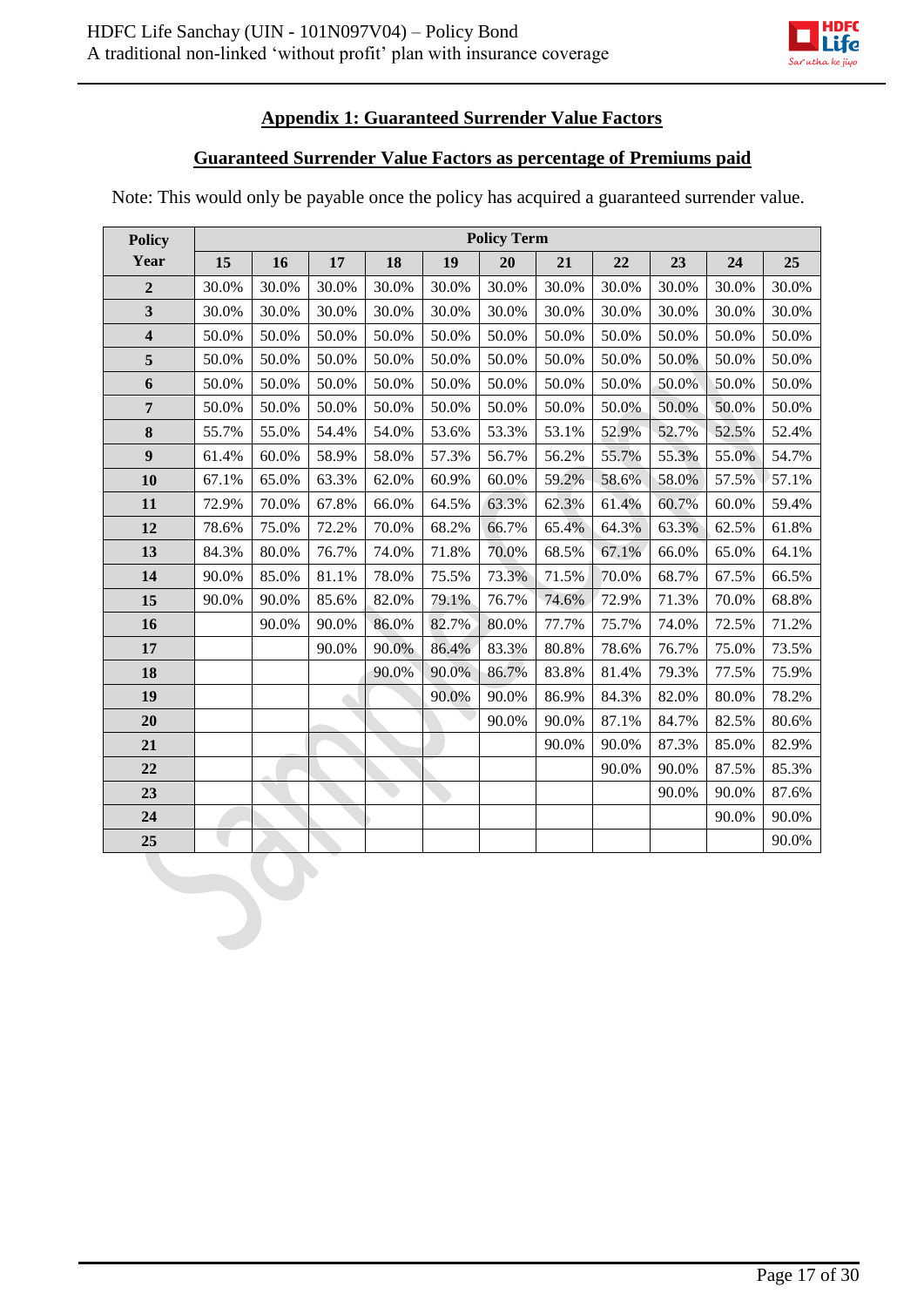## Appendix 1: Guaranteed Surrender Value Factors

### Guaranteed Surrender Value Factors as percentage of Premiums paid

Note: This would only be payable once the policy has acquired a guaranteed surrender value.

| Policy Year | Policy Term | | | | | | | | | | |
|---|---|---|---|---|---|---|---|---|---|---|---|
| | 15 | 16 | 17 | 18 | 19 | 20 | 21 | 22 | 23 | 24 | 25 |
| 2 | 30.0% | 30.0% | 30.0% | 30.0% | 30.0% | 30.0% | 30.0% | 30.0% | 30.0% | 30.0% | 30.0% |
| 3 | 30.0% | 30.0% | 30.0% | 30.0% | 30.0% | 30.0% | 30.0% | 30.0% | 30.0% | 30.0% | 30.0% |
| 4 | 50.0% | 50.0% | 50.0% | 50.0% | 50.0% | 50.0% | 50.0% | 50.0% | 50.0% | 50.0% | 50.0% |
| 5 | 50.0% | 50.0% | 50.0% | 50.0% | 50.0% | 50.0% | 50.0% | 50.0% | 50.0% | 50.0% | 50.0% |
| 6 | 50.0% | 50.0% | 50.0% | 50.0% | 50.0% | 50.0% | 50.0% | 50.0% | 50.0% | 50.0% | 50.0% |
| 7 | 50.0% | 50.0% | 50.0% | 50.0% | 50.0% | 50.0% | 50.0% | 50.0% | 50.0% | 50.0% | 50.0% |
| 8 | 55.7% | 55.0% | 54.4% | 54.0% | 53.6% | 53.3% | 53.1% | 52.9% | 52.7% | 52.5% | 52.4% |
| 9 | 61.4% | 60.0% | 58.9% | 58.0% | 57.3% | 56.7% | 56.2% | 55.7% | 55.3% | 55.0% | 54.7% |
| 10 | 67.1% | 65.0% | 63.3% | 62.0% | 60.9% | 60.0% | 59.2% | 58.6% | 58.0% | 57.5% | 57.1% |
| 11 | 72.9% | 70.0% | 67.8% | 66.0% | 64.5% | 63.3% | 62.3% | 61.4% | 60.7% | 60.0% | 59.4% |
| 12 | 78.6% | 75.0% | 72.2% | 70.0% | 68.2% | 66.7% | 65.4% | 64.3% | 63.3% | 62.5% | 61.8% |
| 13 | 84.3% | 80.0% | 76.7% | 74.0% | 71.8% | 70.0% | 68.5% | 67.1% | 66.0% | 65.0% | 64.1% |
| 14 | 90.0% | 85.0% | 81.1% | 78.0% | 75.5% | 73.3% | 71.5% | 70.0% | 68.7% | 67.5% | 66.5% |
| 15 | 90.0% | 90.0% | 85.6% | 82.0% | 79.1% | 76.7% | 74.6% | 72.9% | 71.3% | 70.0% | 68.8% |
| 16 | | 90.0% | 90.0% | 86.0% | 82.7% | 80.0% | 77.7% | 75.7% | 74.0% | 72.5% | 71.2% |
| 17 | | | 90.0% | 90.0% | 86.4% | 83.3% | 80.8% | 78.6% | 76.7% | 75.0% | 73.5% |
| 18 | | | | 90.0% | 90.0% | 86.7% | 83.8% | 81.4% | 79.3% | 77.5% | 75.9% |
| 19 | | | | | 90.0% | 90.0% | 86.9% | 84.3% | 82.0% | 80.0% | 78.2% |
| 20 | | | | | | 90.0% | 90.0% | 87.1% | 84.7% | 82.5% | 80.6% |
| 21 | | | | | | | 90.0% | 90.0% | 87.3% | 85.0% | 82.9% |
| 22 | | | | | | | | 90.0% | 90.0% | 87.5% | 85.3% |
| 23 | | | | | | | | | 90.0% | 90.0% | 87.6% |
| 24 | | | | | | | | | | 90.0% | 90.0% |
| 25 | | | | | | | | | | | 90.0% |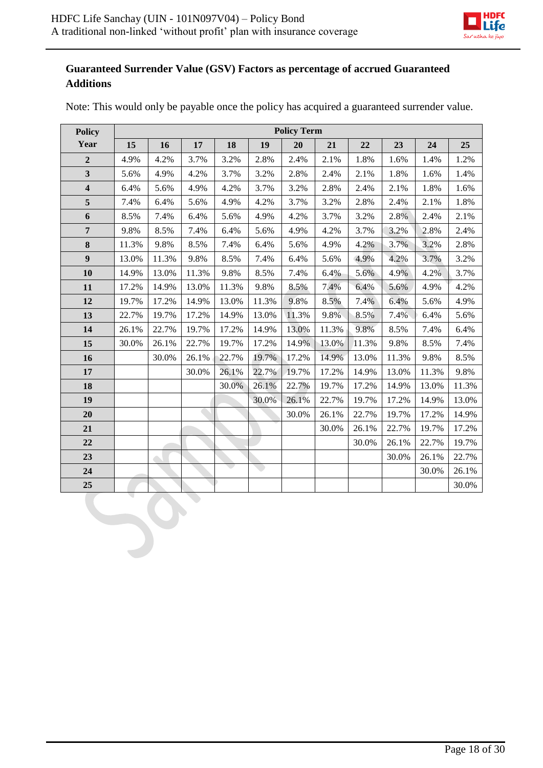## Guaranteed Surrender Value (GSV) Factors as percentage of accrued Guaranteed Additions

Note: This would only be payable once the policy has acquired a guaranteed surrender value.

| Policy Year | Policy Term | | | | | | | | | | |
|---|---|---|---|---|---|---|---|---|---|---|---|
| | 15 | 16 | 17 | 18 | 19 | 20 | 21 | 22 | 23 | 24 | 25 |
| 2 | 4.9% | 4.2% | 3.7% | 3.2% | 2.8% | 2.4% | 2.1% | 1.8% | 1.6% | 1.4% | 1.2% |
| 3 | 5.6% | 4.9% | 4.2% | 3.7% | 3.2% | 2.8% | 2.4% | 2.1% | 1.8% | 1.6% | 1.4% |
| 4 | 6.4% | 5.6% | 4.9% | 4.2% | 3.7% | 3.2% | 2.8% | 2.4% | 2.1% | 1.8% | 1.6% |
| 5 | 7.4% | 6.4% | 5.6% | 4.9% | 4.2% | 3.7% | 3.2% | 2.8% | 2.4% | 2.1% | 1.8% |
| 6 | 8.5% | 7.4% | 6.4% | 5.6% | 4.9% | 4.2% | 3.7% | 3.2% | 2.8% | 2.4% | 2.1% |
| 7 | 9.8% | 8.5% | 7.4% | 6.4% | 5.6% | 4.9% | 4.2% | 3.7% | 3.2% | 2.8% | 2.4% |
| 8 | 11.3% | 9.8% | 8.5% | 7.4% | 6.4% | 5.6% | 4.9% | 4.2% | 3.7% | 3.2% | 2.8% |
| 9 | 13.0% | 11.3% | 9.8% | 8.5% | 7.4% | 6.4% | 5.6% | 4.9% | 4.2% | 3.7% | 3.2% |
| 10 | 14.9% | 13.0% | 11.3% | 9.8% | 8.5% | 7.4% | 6.4% | 5.6% | 4.9% | 4.2% | 3.7% |
| 11 | 17.2% | 14.9% | 13.0% | 11.3% | 9.8% | 8.5% | 7.4% | 6.4% | 5.6% | 4.9% | 4.2% |
| 12 | 19.7% | 17.2% | 14.9% | 13.0% | 11.3% | 9.8% | 8.5% | 7.4% | 6.4% | 5.6% | 4.9% |
| 13 | 22.7% | 19.7% | 17.2% | 14.9% | 13.0% | 11.3% | 9.8% | 8.5% | 7.4% | 6.4% | 5.6% |
| 14 | 26.1% | 22.7% | 19.7% | 17.2% | 14.9% | 13.0% | 11.3% | 9.8% | 8.5% | 7.4% | 6.4% |
| 15 | 30.0% | 26.1% | 22.7% | 19.7% | 17.2% | 14.9% | 13.0% | 11.3% | 9.8% | 8.5% | 7.4% |
| 16 | | 30.0% | 26.1% | 22.7% | 19.7% | 17.2% | 14.9% | 13.0% | 11.3% | 9.8% | 8.5% |
| 17 | | | 30.0% | 26.1% | 22.7% | 19.7% | 17.2% | 14.9% | 13.0% | 11.3% | 9.8% |
| 18 | | | | 30.0% | 26.1% | 22.7% | 19.7% | 17.2% | 14.9% | 13.0% | 11.3% |
| 19 | | | | | 30.0% | 26.1% | 22.7% | 19.7% | 17.2% | 14.9% | 13.0% |
| 20 | | | | | | 30.0% | 26.1% | 22.7% | 19.7% | 17.2% | 14.9% |
| 21 | | | | | | | 30.0% | 26.1% | 22.7% | 19.7% | 17.2% |
| 22 | | | | | | | | 30.0% | 26.1% | 22.7% | 19.7% |
| 23 | | | | | | | | | 30.0% | 26.1% | 22.7% |
| 24 | | | | | | | | | | 30.0% | 26.1% |
| 25 | | | | | | | | | | | 30.0% |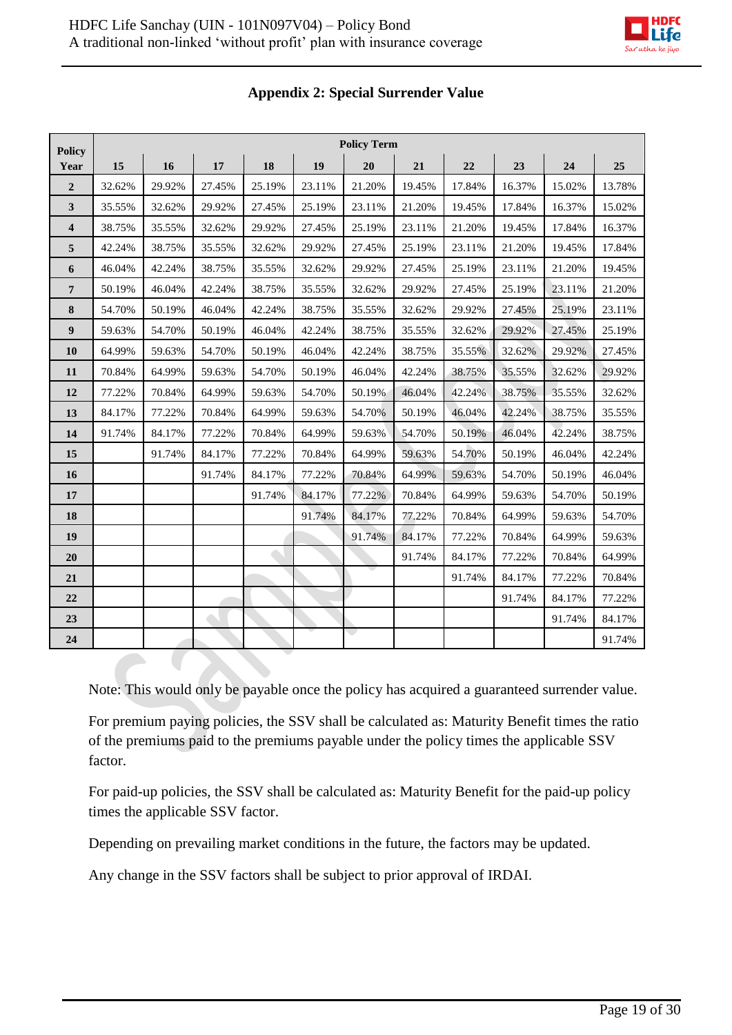## Appendix 2: Special Surrender Value

| Policy Year | Policy Term | | | | | | | | | | |
|---|---|---|---|---|---|---|---|---|---|---|---|
| | 15 | 16 | 17 | 18 | 19 | 20 | 21 | 22 | 23 | 24 | 25 |
| 2 | 32.62% | 29.92% | 27.45% | 25.19% | 23.11% | 21.20% | 19.45% | 17.84% | 16.37% | 15.02% | 13.78% |
| 3 | 35.55% | 32.62% | 29.92% | 27.45% | 25.19% | 23.11% | 21.20% | 19.45% | 17.84% | 16.37% | 15.02% |
| 4 | 38.75% | 35.55% | 32.62% | 29.92% | 27.45% | 25.19% | 23.11% | 21.20% | 19.45% | 17.84% | 16.37% |
| 5 | 42.24% | 38.75% | 35.55% | 32.62% | 29.92% | 27.45% | 25.19% | 23.11% | 21.20% | 19.45% | 17.84% |
| 6 | 46.04% | 42.24% | 38.75% | 35.55% | 32.62% | 29.92% | 27.45% | 25.19% | 23.11% | 21.20% | 19.45% |
| 7 | 50.19% | 46.04% | 42.24% | 38.75% | 35.55% | 32.62% | 29.92% | 27.45% | 25.19% | 23.11% | 21.20% |
| 8 | 54.70% | 50.19% | 46.04% | 42.24% | 38.75% | 35.55% | 32.62% | 29.92% | 27.45% | 25.19% | 23.11% |
| 9 | 59.63% | 54.70% | 50.19% | 46.04% | 42.24% | 38.75% | 35.55% | 32.62% | 29.92% | 27.45% | 25.19% |
| 10 | 64.99% | 59.63% | 54.70% | 50.19% | 46.04% | 42.24% | 38.75% | 35.55% | 32.62% | 29.92% | 27.45% |
| 11 | 70.84% | 64.99% | 59.63% | 54.70% | 50.19% | 46.04% | 42.24% | 38.75% | 35.55% | 32.62% | 29.92% |
| 12 | 77.22% | 70.84% | 64.99% | 59.63% | 54.70% | 50.19% | 46.04% | 42.24% | 38.75% | 35.55% | 32.62% |
| 13 | 84.17% | 77.22% | 70.84% | 64.99% | 59.63% | 54.70% | 50.19% | 46.04% | 42.24% | 38.75% | 35.55% |
| 14 | 91.74% | 84.17% | 77.22% | 70.84% | 64.99% | 59.63% | 54.70% | 50.19% | 46.04% | 42.24% | 38.75% |
| 15 | | 91.74% | 84.17% | 77.22% | 70.84% | 64.99% | 59.63% | 54.70% | 50.19% | 46.04% | 42.24% |
| 16 | | | 91.74% | 84.17% | 77.22% | 70.84% | 64.99% | 59.63% | 54.70% | 50.19% | 46.04% |
| 17 | | | | 91.74% | 84.17% | 77.22% | 70.84% | 64.99% | 59.63% | 54.70% | 50.19% |
| 18 | | | | | 91.74% | 84.17% | 77.22% | 70.84% | 64.99% | 59.63% | 54.70% |
| 19 | | | | | | 91.74% | 84.17% | 77.22% | 70.84% | 64.99% | 59.63% |
| 20 | | | | | | | 91.74% | 84.17% | 77.22% | 70.84% | 64.99% |
| 21 | | | | | | | | 91.74% | 84.17% | 77.22% | 70.84% |
| 22 | | | | | | | | | 91.74% | 84.17% | 77.22% |
| 23 | | | | | | | | | | 91.74% | 84.17% |
| 24 | | | | | | | | | | | 91.74% |

Note: This would only be payable once the policy has acquired a guaranteed surrender value.

For premium paying policies, the SSV shall be calculated as: Maturity Benefit times the ratio of the premiums paid to the premiums payable under the policy times the applicable SSV factor.

For paid-up policies, the SSV shall be calculated as: Maturity Benefit for the paid-up policy times the applicable SSV factor.

Depending on prevailing market conditions in the future, the factors may be updated.

Any change in the SSV factors shall be subject to prior approval of IRDAI.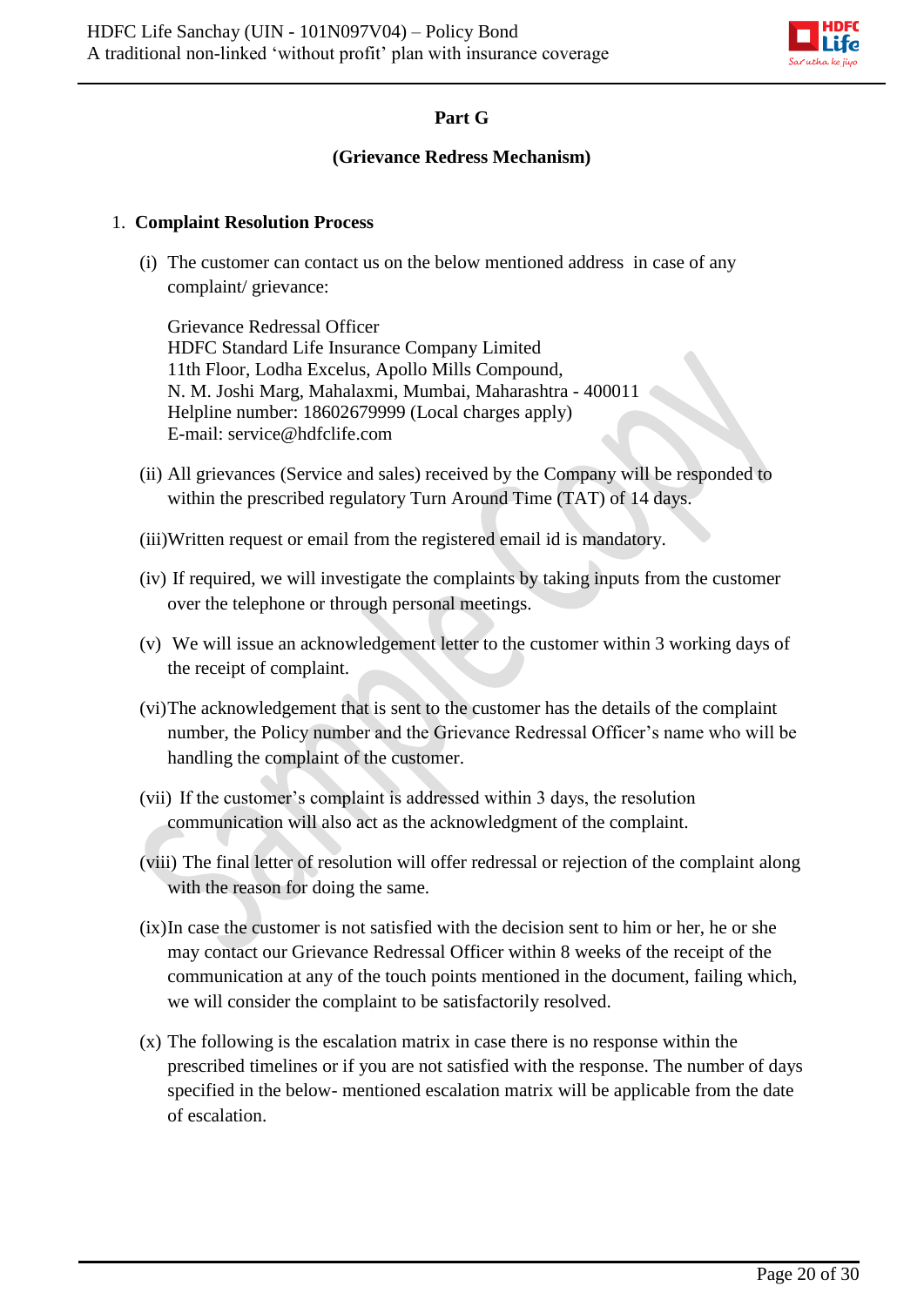## Part G

### (Grievance Redress Mechanism)

1. **Complaint Resolution Process**

   (i) The customer can contact us on the below mentioned address in case of any complaint/ grievance:

   Grievance Redressal Officer
   HDFC Standard Life Insurance Company Limited
   11th Floor, Lodha Excelus, Apollo Mills Compound,
   N. M. Joshi Marg, Mahalaxmi, Mumbai, Maharashtra - 400011
   Helpline number: 18602679999 (Local charges apply)
   E-mail: service@hdfclife.com

   (ii) All grievances (Service and sales) received by the Company will be responded to within the prescribed regulatory Turn Around Time (TAT) of 14 days.

   (iii) Written request or email from the registered email id is mandatory.

   (iv) If required, we will investigate the complaints by taking inputs from the customer over the telephone or through personal meetings.

   (v) We will issue an acknowledgement letter to the customer within 3 working days of the receipt of complaint.

   (vi) The acknowledgement that is sent to the customer has the details of the complaint number, the Policy number and the Grievance Redressal Officer's name who will be handling the complaint of the customer.

   (vii) If the customer's complaint is addressed within 3 days, the resolution communication will also act as the acknowledgment of the complaint.

   (viii) The final letter of resolution will offer redressal or rejection of the complaint along with the reason for doing the same.

   (ix) In case the customer is not satisfied with the decision sent to him or her, he or she may contact our Grievance Redressal Officer within 8 weeks of the receipt of the communication at any of the touch points mentioned in the document, failing which, we will consider the complaint to be satisfactorily resolved.

   (x) The following is the escalation matrix in case there is no response within the prescribed timelines or if you are not satisfied with the response. The number of days specified in the below- mentioned escalation matrix will be applicable from the date of escalation.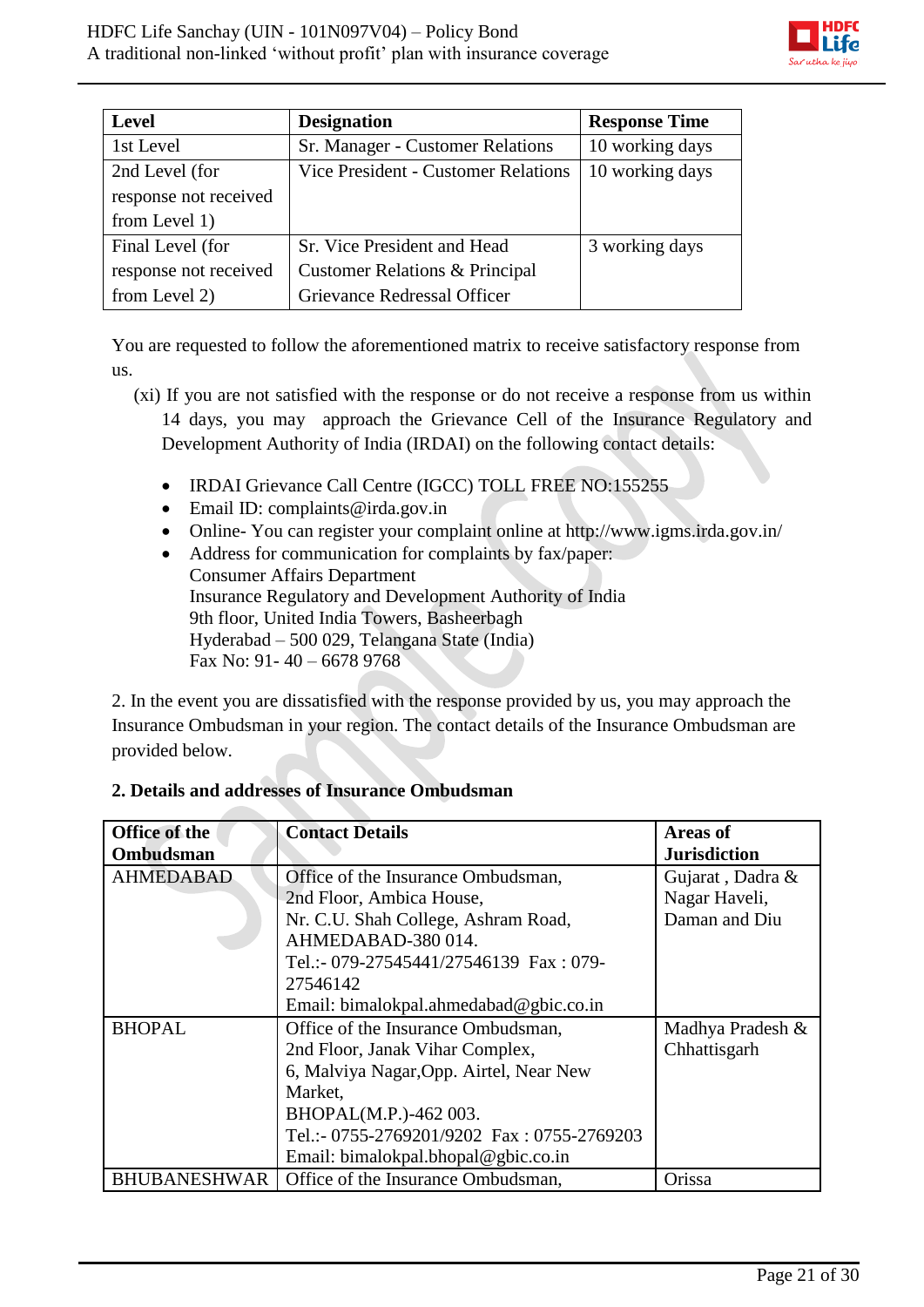| Level | Designation | Response Time |
|---|---|---|
| 1st Level | Sr. Manager - Customer Relations | 10 working days |
| 2nd Level (for response not received from Level 1) | Vice President - Customer Relations | 10 working days |
| Final Level (for response not received from Level 2) | Sr. Vice President and Head Customer Relations & Principal Grievance Redressal Officer | 3 working days |

You are requested to follow the aforementioned matrix to receive satisfactory response from us.

(xi) If you are not satisfied with the response or do not receive a response from us within 14 days, you may approach the Grievance Cell of the Insurance Regulatory and Development Authority of India (IRDAI) on the following contact details:

- IRDAI Grievance Call Centre (IGCC) TOLL FREE NO:155255
- Email ID: complaints@irda.gov.in
- Online- You can register your complaint online at http://www.igms.irda.gov.in/
- Address for communication for complaints by fax/paper:
  Consumer Affairs Department
  Insurance Regulatory and Development Authority of India
  9th floor, United India Towers, Basheerbagh
  Hyderabad – 500 029, Telangana State (India)
  Fax No: 91- 40 – 6678 9768

2. In the event you are dissatisfied with the response provided by us, you may approach the Insurance Ombudsman in your region. The contact details of the Insurance Ombudsman are provided below.

**2. Details and addresses of Insurance Ombudsman**

| Office of the Ombudsman | Contact Details | Areas of Jurisdiction |
|---|---|---|
| AHMEDABAD | Office of the Insurance Ombudsman, 2nd Floor, Ambica House, Nr. C.U. Shah College, Ashram Road, AHMEDABAD-380 014. Tel.:- 079-27545441/27546139 Fax : 079-27546142 Email: bimalokpal.ahmedabad@gbic.co.in | Gujarat , Dadra & Nagar Haveli, Daman and Diu |
| BHOPAL | Office of the Insurance Ombudsman, 2nd Floor, Janak Vihar Complex, 6, Malviya Nagar,Opp. Airtel, Near New Market, BHOPAL(M.P.)-462 003. Tel.:- 0755-2769201/9202 Fax : 0755-2769203 Email: bimalokpal.bhopal@gbic.co.in | Madhya Pradesh & Chhattisgarh |
| BHUBANESHWAR | Office of the Insurance Ombudsman, | Orissa |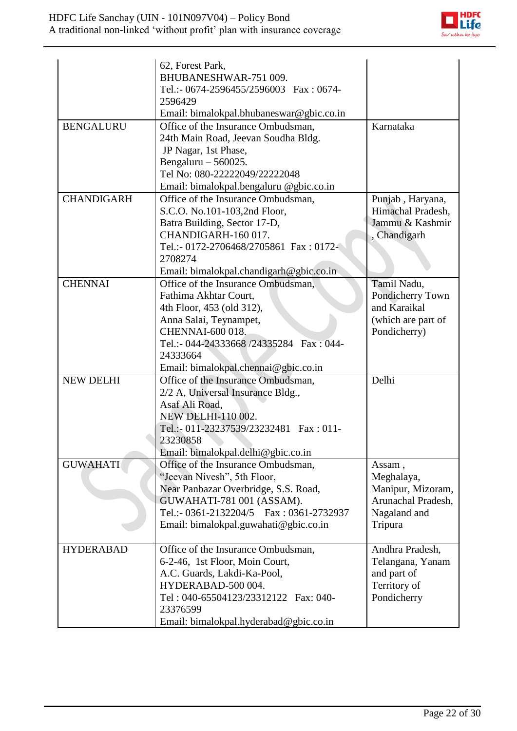|  |  |  |
|---|---|---|
|  | 62, Forest Park,<br>BHUBANESHWAR-751 009.<br>Tel.:- 0674-2596455/2596003 Fax : 0674-2596429<br>Email: bimalokpal.bhubaneswar@gbic.co.in |  |
| BENGALURU | Office of the Insurance Ombudsman,<br>24th Main Road, Jeevan Soudha Bldg.<br>JP Nagar, 1st Phase,<br>Bengaluru – 560025.<br>Tel No: 080-22222049/22222048<br>Email: bimalokpal.bengaluru @gbic.co.in | Karnataka |
| CHANDIGARH | Office of the Insurance Ombudsman,<br>S.C.O. No.101-103,2nd Floor,<br>Batra Building, Sector 17-D,<br>CHANDIGARH-160 017.<br>Tel.:- 0172-2706468/2705861 Fax : 0172-2708274<br>Email: bimalokpal.chandigarh@gbic.co.in | Punjab , Haryana, Himachal Pradesh, Jammu & Kashmir , Chandigarh |
| CHENNAI | Office of the Insurance Ombudsman,<br>Fathima Akhtar Court,<br>4th Floor, 453 (old 312),<br>Anna Salai, Teynampet,<br>CHENNAI-600 018.<br>Tel.:- 044-24333668 /24335284 Fax : 044-24333664<br>Email: bimalokpal.chennai@gbic.co.in | Tamil Nadu, Pondicherry Town and Karaikal (which are part of Pondicherry) |
| NEW DELHI | Office of the Insurance Ombudsman,<br>2/2 A, Universal Insurance Bldg.,<br>Asaf Ali Road,<br>NEW DELHI-110 002.<br>Tel.:- 011-23237539/23232481 Fax : 011-23230858<br>Email: bimalokpal.delhi@gbic.co.in | Delhi |
| GUWAHATI | Office of the Insurance Ombudsman,<br>"Jeevan Nivesh", 5th Floor,<br>Near Panbazar Overbridge, S.S. Road,<br>GUWAHATI-781 001 (ASSAM).<br>Tel.:- 0361-2132204/5 Fax : 0361-2732937<br>Email: bimalokpal.guwahati@gbic.co.in | Assam , Meghalaya, Manipur, Mizoram, Arunachal Pradesh, Nagaland and Tripura |
| HYDERABAD | Office of the Insurance Ombudsman,<br>6-2-46, 1st Floor, Moin Court,<br>A.C. Guards, Lakdi-Ka-Pool,<br>HYDERABAD-500 004.<br>Tel : 040-65504123/23312122 Fax: 040-23376599<br>Email: bimalokpal.hyderabad@gbic.co.in | Andhra Pradesh, Telangana, Yanam and part of Territory of Pondicherry |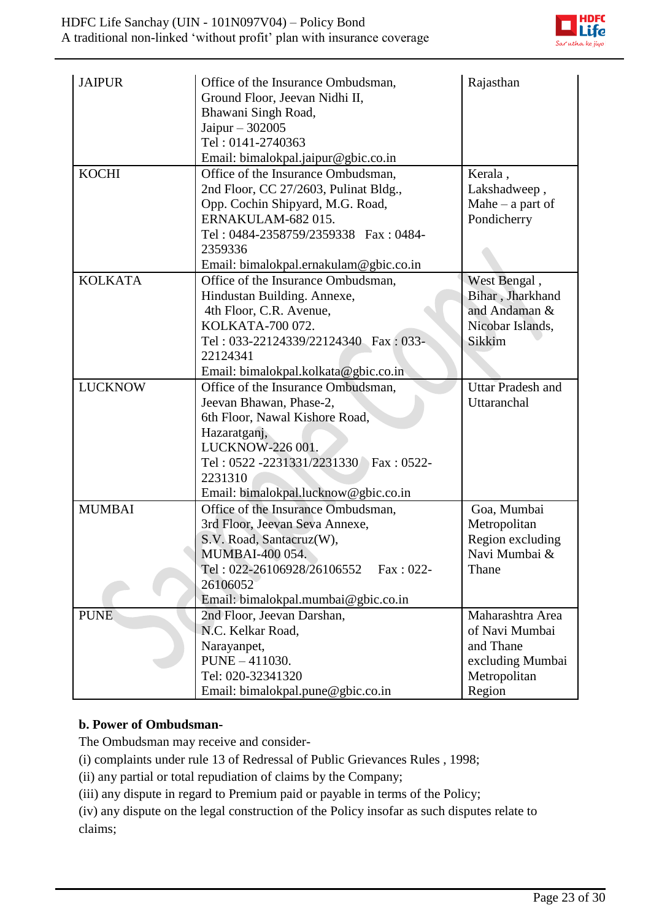| JAIPUR | Office of the Insurance Ombudsman,<br>Ground Floor, Jeevan Nidhi II,<br>Bhawani Singh Road,<br>Jaipur – 302005<br>Tel : 0141-2740363<br>Email: bimalokpal.jaipur@gbic.co.in | Rajasthan |
|---|---|---|
| KOCHI | Office of the Insurance Ombudsman,<br>2nd Floor, CC 27/2603, Pulinat Bldg.,<br>Opp. Cochin Shipyard, M.G. Road,<br>ERNAKULAM-682 015.<br>Tel : 0484-2358759/2359338 Fax : 0484-2359336<br>Email: bimalokpal.ernakulam@gbic.co.in | Kerala , Lakshadweep , Mahe – a part of Pondicherry |
| KOLKATA | Office of the Insurance Ombudsman,<br>Hindustan Building. Annexe,<br>4th Floor, C.R. Avenue,<br>KOLKATA-700 072.<br>Tel : 033-22124339/22124340 Fax : 033-22124341<br>Email: bimalokpal.kolkata@gbic.co.in | West Bengal , Bihar , Jharkhand and Andaman & Nicobar Islands, Sikkim |
| LUCKNOW | Office of the Insurance Ombudsman,<br>Jeevan Bhawan, Phase-2,<br>6th Floor, Nawal Kishore Road,<br>Hazaratganj,<br>LUCKNOW-226 001.<br>Tel : 0522 -2231331/2231330 Fax : 0522-2231310<br>Email: bimalokpal.lucknow@gbic.co.in | Uttar Pradesh and Uttaranchal |
| MUMBAI | Office of the Insurance Ombudsman,<br>3rd Floor, Jeevan Seva Annexe,<br>S.V. Road, Santacruz(W),<br>MUMBAI-400 054.<br>Tel : 022-26106928/26106552 Fax : 022-26106052<br>Email: bimalokpal.mumbai@gbic.co.in | Goa, Mumbai Metropolitan Region excluding Navi Mumbai & Thane |
| PUNE | 2nd Floor, Jeevan Darshan,<br>N.C. Kelkar Road,<br>Narayanpet,<br>PUNE – 411030.<br>Tel: 020-32341320<br>Email: bimalokpal.pune@gbic.co.in | Maharashtra Area of Navi Mumbai and Thane excluding Mumbai Metropolitan Region |

**b. Power of Ombudsman-**

The Ombudsman may receive and consider-

(i) complaints under rule 13 of Redressal of Public Grievances Rules , 1998;

(ii) any partial or total repudiation of claims by the Company;

(iii) any dispute in regard to Premium paid or payable in terms of the Policy;

(iv) any dispute on the legal construction of the Policy insofar as such disputes relate to claims;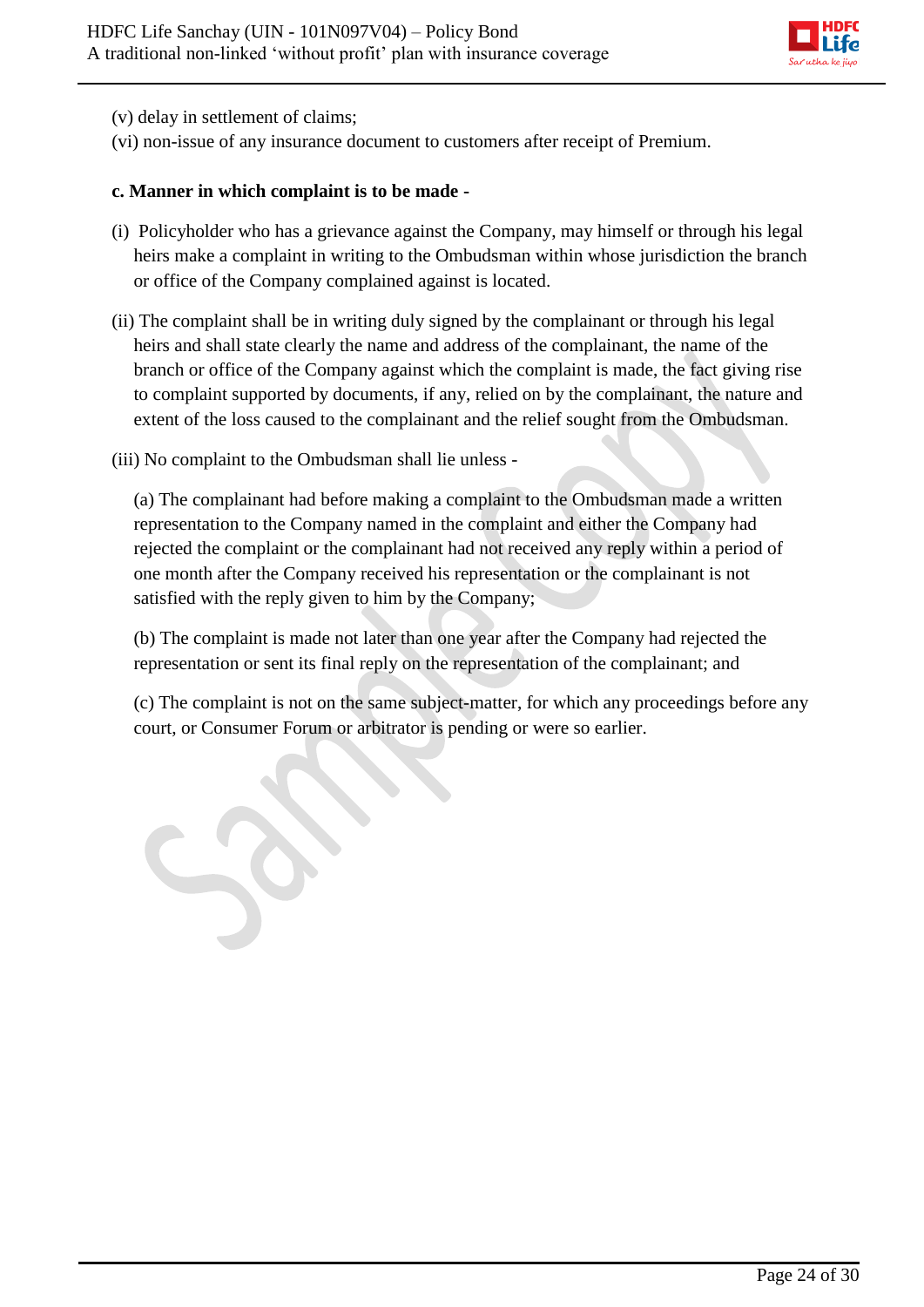(v) delay in settlement of claims;

(vi) non-issue of any insurance document to customers after receipt of Premium.

**c. Manner in which complaint is to be made -**

(i) Policyholder who has a grievance against the Company, may himself or through his legal heirs make a complaint in writing to the Ombudsman within whose jurisdiction the branch or office of the Company complained against is located.

(ii) The complaint shall be in writing duly signed by the complainant or through his legal heirs and shall state clearly the name and address of the complainant, the name of the branch or office of the Company against which the complaint is made, the fact giving rise to complaint supported by documents, if any, relied on by the complainant, the nature and extent of the loss caused to the complainant and the relief sought from the Ombudsman.

(iii) No complaint to the Ombudsman shall lie unless -

(a) The complainant had before making a complaint to the Ombudsman made a written representation to the Company named in the complaint and either the Company had rejected the complaint or the complainant had not received any reply within a period of one month after the Company received his representation or the complainant is not satisfied with the reply given to him by the Company;

(b) The complaint is made not later than one year after the Company had rejected the representation or sent its final reply on the representation of the complainant; and

(c) The complaint is not on the same subject-matter, for which any proceedings before any court, or Consumer Forum or arbitrator is pending or were so earlier.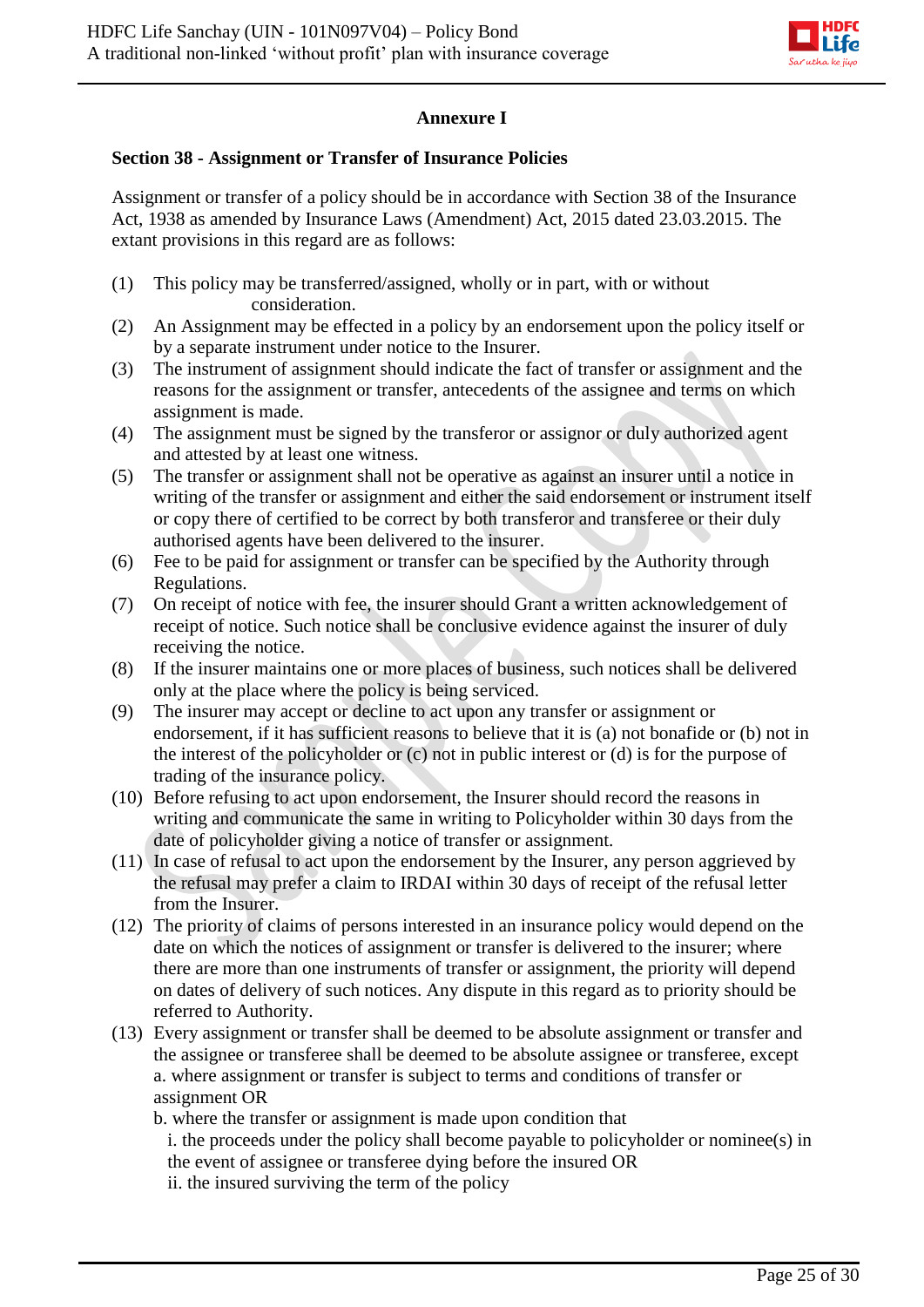## Annexure I

### Section 38 - Assignment or Transfer of Insurance Policies

Assignment or transfer of a policy should be in accordance with Section 38 of the Insurance Act, 1938 as amended by Insurance Laws (Amendment) Act, 2015 dated 23.03.2015. The extant provisions in this regard are as follows:

(1) This policy may be transferred/assigned, wholly or in part, with or without consideration.

(2) An Assignment may be effected in a policy by an endorsement upon the policy itself or by a separate instrument under notice to the Insurer.

(3) The instrument of assignment should indicate the fact of transfer or assignment and the reasons for the assignment or transfer, antecedents of the assignee and terms on which assignment is made.

(4) The assignment must be signed by the transferor or assignor or duly authorized agent and attested by at least one witness.

(5) The transfer or assignment shall not be operative as against an insurer until a notice in writing of the transfer or assignment and either the said endorsement or instrument itself or copy there of certified to be correct by both transferor and transferee or their duly authorised agents have been delivered to the insurer.

(6) Fee to be paid for assignment or transfer can be specified by the Authority through Regulations.

(7) On receipt of notice with fee, the insurer should Grant a written acknowledgement of receipt of notice. Such notice shall be conclusive evidence against the insurer of duly receiving the notice.

(8) If the insurer maintains one or more places of business, such notices shall be delivered only at the place where the policy is being serviced.

(9) The insurer may accept or decline to act upon any transfer or assignment or endorsement, if it has sufficient reasons to believe that it is (a) not bonafide or (b) not in the interest of the policyholder or (c) not in public interest or (d) is for the purpose of trading of the insurance policy.

(10) Before refusing to act upon endorsement, the Insurer should record the reasons in writing and communicate the same in writing to Policyholder within 30 days from the date of policyholder giving a notice of transfer or assignment.

(11) In case of refusal to act upon the endorsement by the Insurer, any person aggrieved by the refusal may prefer a claim to IRDAI within 30 days of receipt of the refusal letter from the Insurer.

(12) The priority of claims of persons interested in an insurance policy would depend on the date on which the notices of assignment or transfer is delivered to the insurer; where there are more than one instruments of transfer or assignment, the priority will depend on dates of delivery of such notices. Any dispute in this regard as to priority should be referred to Authority.

(13) Every assignment or transfer shall be deemed to be absolute assignment or transfer and the assignee or transferee shall be deemed to be absolute assignee or transferee, except
a. where assignment or transfer is subject to terms and conditions of transfer or assignment OR
b. where the transfer or assignment is made upon condition that
   i. the proceeds under the policy shall become payable to policyholder or nominee(s) in the event of assignee or transferee dying before the insured OR
   ii. the insured surviving the term of the policy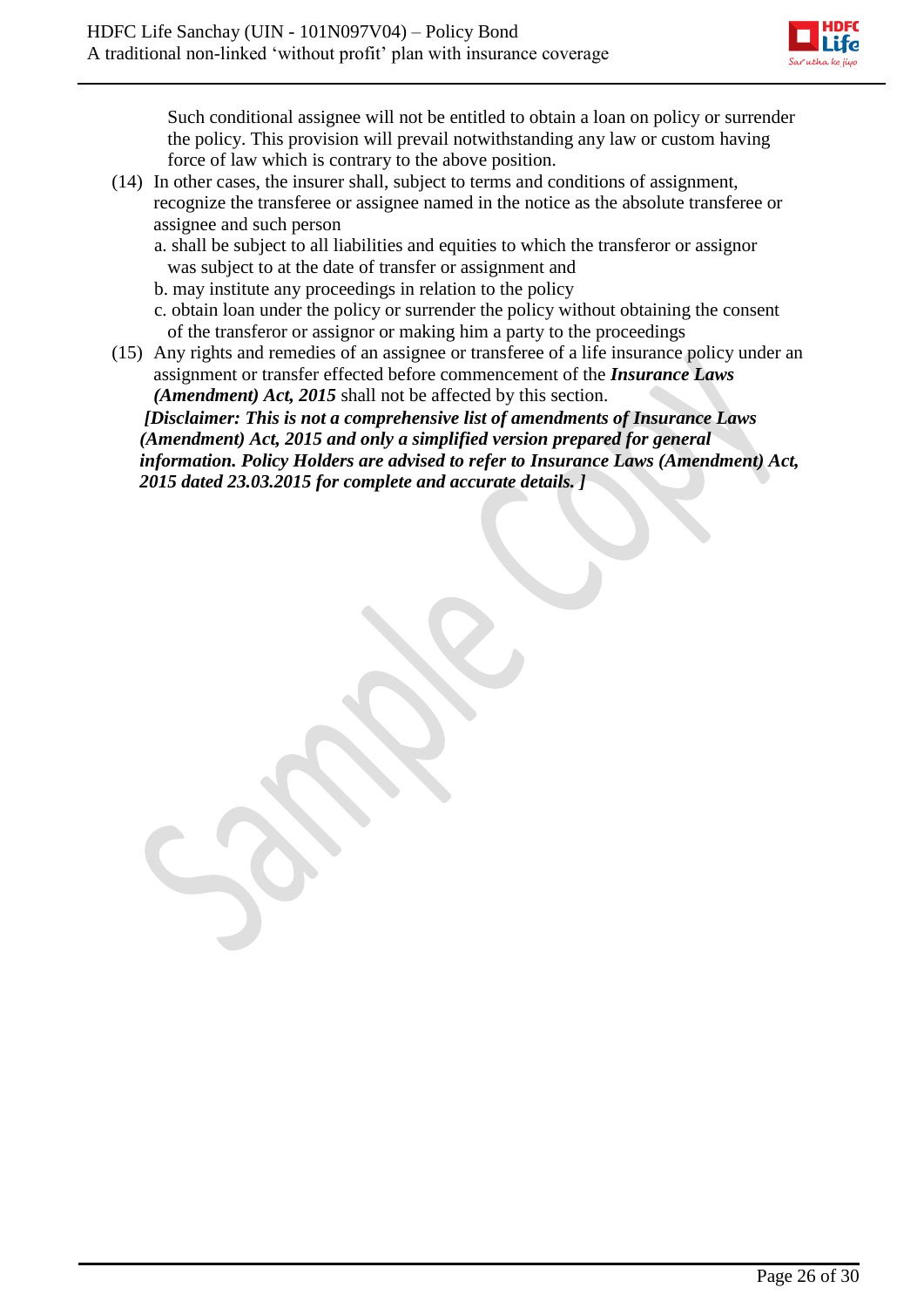Such conditional assignee will not be entitled to obtain a loan on policy or surrender the policy. This provision will prevail notwithstanding any law or custom having force of law which is contrary to the above position.

(14) In other cases, the insurer shall, subject to terms and conditions of assignment, recognize the transferee or assignee named in the notice as the absolute transferee or assignee and such person

a. shall be subject to all liabilities and equities to which the transferor or assignor was subject to at the date of transfer or assignment and

b. may institute any proceedings in relation to the policy

c. obtain loan under the policy or surrender the policy without obtaining the consent of the transferor or assignor or making him a party to the proceedings

(15) Any rights and remedies of an assignee or transferee of a life insurance policy under an assignment or transfer effected before commencement of the ***Insurance Laws (Amendment) Act, 2015*** shall not be affected by this section.

***[Disclaimer: This is not a comprehensive list of amendments of Insurance Laws (Amendment) Act, 2015 and only a simplified version prepared for general information. Policy Holders are advised to refer to Insurance Laws (Amendment) Act, 2015 dated 23.03.2015 for complete and accurate details. ]***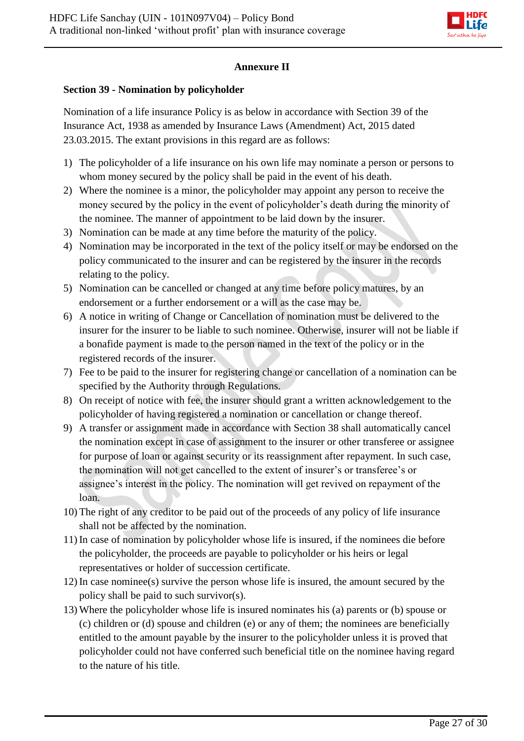## Annexure II

### Section 39 - Nomination by policyholder

Nomination of a life insurance Policy is as below in accordance with Section 39 of the Insurance Act, 1938 as amended by Insurance Laws (Amendment) Act, 2015 dated 23.03.2015. The extant provisions in this regard are as follows:

1) The policyholder of a life insurance on his own life may nominate a person or persons to whom money secured by the policy shall be paid in the event of his death.
2) Where the nominee is a minor, the policyholder may appoint any person to receive the money secured by the policy in the event of policyholder's death during the minority of the nominee. The manner of appointment to be laid down by the insurer.
3) Nomination can be made at any time before the maturity of the policy.
4) Nomination may be incorporated in the text of the policy itself or may be endorsed on the policy communicated to the insurer and can be registered by the insurer in the records relating to the policy.
5) Nomination can be cancelled or changed at any time before policy matures, by an endorsement or a further endorsement or a will as the case may be.
6) A notice in writing of Change or Cancellation of nomination must be delivered to the insurer for the insurer to be liable to such nominee. Otherwise, insurer will not be liable if a bonafide payment is made to the person named in the text of the policy or in the registered records of the insurer.
7) Fee to be paid to the insurer for registering change or cancellation of a nomination can be specified by the Authority through Regulations.
8) On receipt of notice with fee, the insurer should grant a written acknowledgement to the policyholder of having registered a nomination or cancellation or change thereof.
9) A transfer or assignment made in accordance with Section 38 shall automatically cancel the nomination except in case of assignment to the insurer or other transferee or assignee for purpose of loan or against security or its reassignment after repayment. In such case, the nomination will not get cancelled to the extent of insurer's or transferee's or assignee's interest in the policy. The nomination will get revived on repayment of the loan.
10) The right of any creditor to be paid out of the proceeds of any policy of life insurance shall not be affected by the nomination.
11) In case of nomination by policyholder whose life is insured, if the nominees die before the policyholder, the proceeds are payable to policyholder or his heirs or legal representatives or holder of succession certificate.
12) In case nominee(s) survive the person whose life is insured, the amount secured by the policy shall be paid to such survivor(s).
13) Where the policyholder whose life is insured nominates his (a) parents or (b) spouse or (c) children or (d) spouse and children (e) or any of them; the nominees are beneficially entitled to the amount payable by the insurer to the policyholder unless it is proved that policyholder could not have conferred such beneficial title on the nominee having regard to the nature of his title.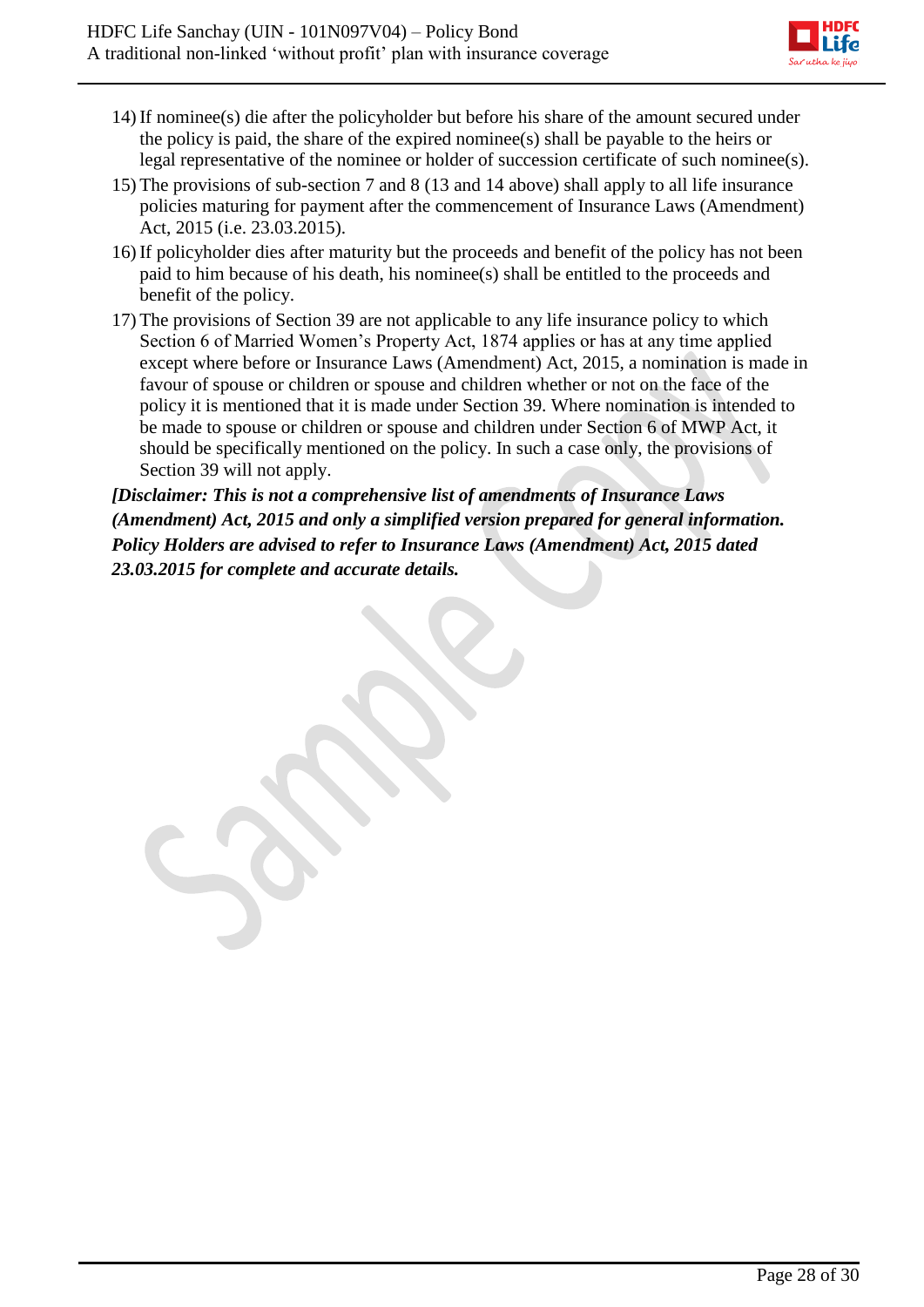14) If nominee(s) die after the policyholder but before his share of the amount secured under the policy is paid, the share of the expired nominee(s) shall be payable to the heirs or legal representative of the nominee or holder of succession certificate of such nominee(s).
15) The provisions of sub-section 7 and 8 (13 and 14 above) shall apply to all life insurance policies maturing for payment after the commencement of Insurance Laws (Amendment) Act, 2015 (i.e. 23.03.2015).
16) If policyholder dies after maturity but the proceeds and benefit of the policy has not been paid to him because of his death, his nominee(s) shall be entitled to the proceeds and benefit of the policy.
17) The provisions of Section 39 are not applicable to any life insurance policy to which Section 6 of Married Women's Property Act, 1874 applies or has at any time applied except where before or Insurance Laws (Amendment) Act, 2015, a nomination is made in favour of spouse or children or spouse and children whether or not on the face of the policy it is mentioned that it is made under Section 39. Where nomination is intended to be made to spouse or children or spouse and children under Section 6 of MWP Act, it should be specifically mentioned on the policy. In such a case only, the provisions of Section 39 will not apply.

***[Disclaimer: This is not a comprehensive list of amendments of Insurance Laws (Amendment) Act, 2015 and only a simplified version prepared for general information. Policy Holders are advised to refer to Insurance Laws (Amendment) Act, 2015 dated 23.03.2015 for complete and accurate details.***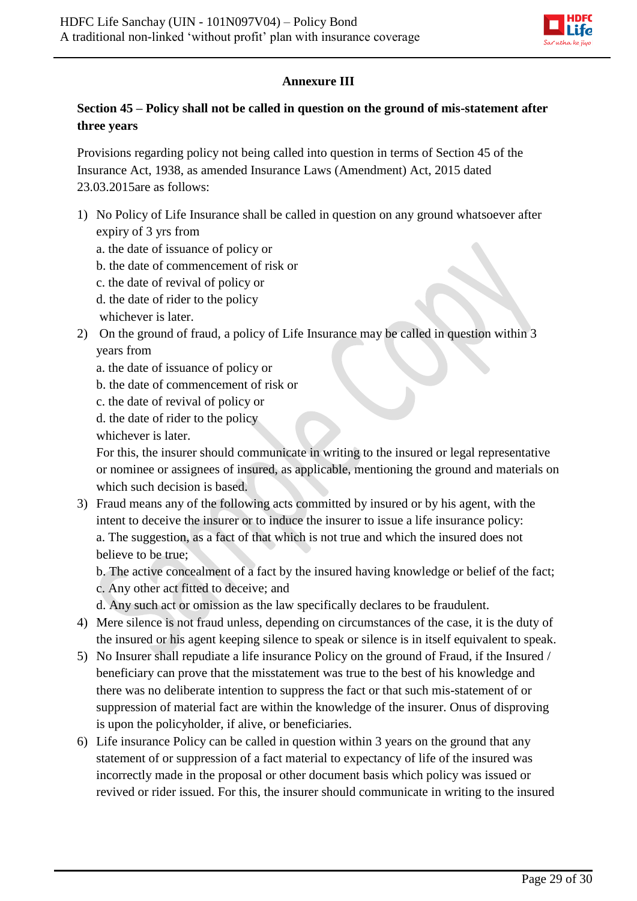## Annexure III

### Section 45 – Policy shall not be called in question on the ground of mis-statement after three years

Provisions regarding policy not being called into question in terms of Section 45 of the Insurance Act, 1938, as amended Insurance Laws (Amendment) Act, 2015 dated 23.03.2015are as follows:

1) No Policy of Life Insurance shall be called in question on any ground whatsoever after expiry of 3 yrs from
   a. the date of issuance of policy or
   b. the date of commencement of risk or
   c. the date of revival of policy or
   d. the date of rider to the policy
   whichever is later.
2) On the ground of fraud, a policy of Life Insurance may be called in question within 3 years from
   a. the date of issuance of policy or
   b. the date of commencement of risk or
   c. the date of revival of policy or
   d. the date of rider to the policy
   whichever is later.
   For this, the insurer should communicate in writing to the insured or legal representative or nominee or assignees of insured, as applicable, mentioning the ground and materials on which such decision is based.
3) Fraud means any of the following acts committed by insured or by his agent, with the intent to deceive the insurer or to induce the insurer to issue a life insurance policy:
   a. The suggestion, as a fact of that which is not true and which the insured does not believe to be true;
   b. The active concealment of a fact by the insured having knowledge or belief of the fact;
   c. Any other act fitted to deceive; and
   d. Any such act or omission as the law specifically declares to be fraudulent.
4) Mere silence is not fraud unless, depending on circumstances of the case, it is the duty of the insured or his agent keeping silence to speak or silence is in itself equivalent to speak.
5) No Insurer shall repudiate a life insurance Policy on the ground of Fraud, if the Insured / beneficiary can prove that the misstatement was true to the best of his knowledge and there was no deliberate intention to suppress the fact or that such mis-statement of or suppression of material fact are within the knowledge of the insurer. Onus of disproving is upon the policyholder, if alive, or beneficiaries.
6) Life insurance Policy can be called in question within 3 years on the ground that any statement of or suppression of a fact material to expectancy of life of the insured was incorrectly made in the proposal or other document basis which policy was issued or revived or rider issued. For this, the insurer should communicate in writing to the insured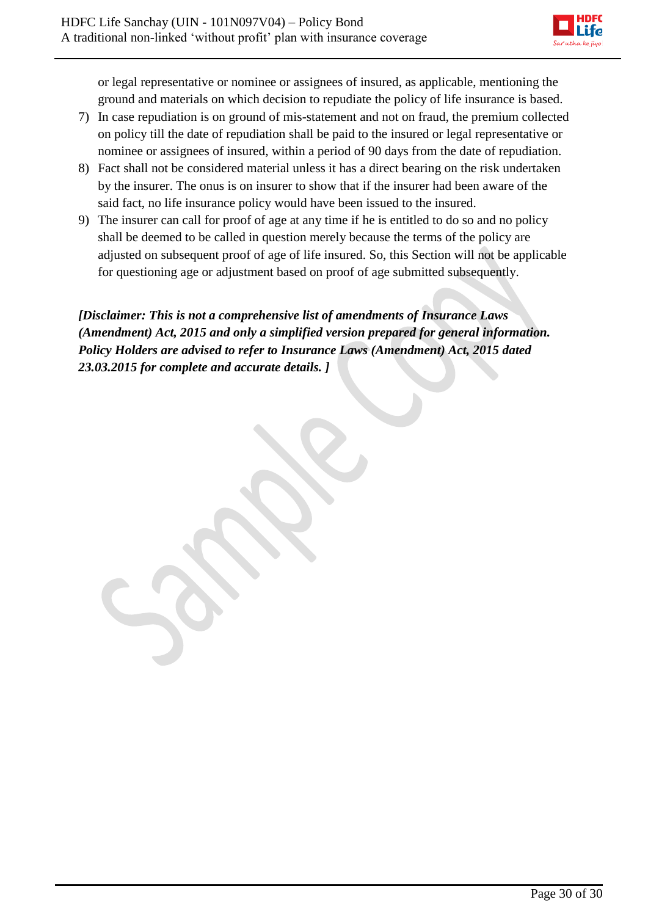or legal representative or nominee or assignees of insured, as applicable, mentioning the ground and materials on which decision to repudiate the policy of life insurance is based.

7) In case repudiation is on ground of mis-statement and not on fraud, the premium collected on policy till the date of repudiation shall be paid to the insured or legal representative or nominee or assignees of insured, within a period of 90 days from the date of repudiation.
8) Fact shall not be considered material unless it has a direct bearing on the risk undertaken by the insurer. The onus is on insurer to show that if the insurer had been aware of the said fact, no life insurance policy would have been issued to the insured.
9) The insurer can call for proof of age at any time if he is entitled to do so and no policy shall be deemed to be called in question merely because the terms of the policy are adjusted on subsequent proof of age of life insured. So, this Section will not be applicable for questioning age or adjustment based on proof of age submitted subsequently.

***[Disclaimer: This is not a comprehensive list of amendments of Insurance Laws (Amendment) Act, 2015 and only a simplified version prepared for general information. Policy Holders are advised to refer to Insurance Laws (Amendment) Act, 2015 dated 23.03.2015 for complete and accurate details. ]***